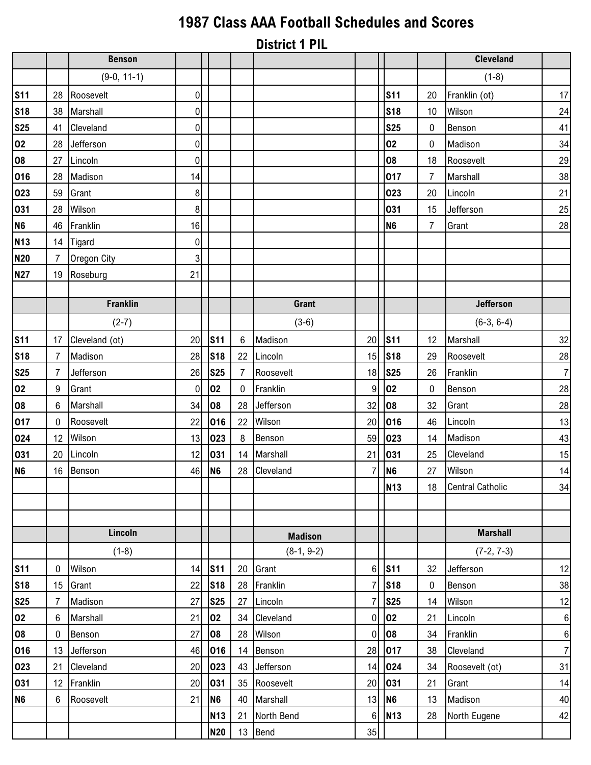# 1987 Class AAA Football Schedules and Scores

## District 1 PIL

### Benson

(9-0, 11-1)

| Date | Score | Opponent | Opp |
|---|---|---|---|
| S11 | 28 | Roosevelt | 0 |
| S18 | 38 | Marshall | 0 |
| S25 | 41 | Cleveland | 0 |
| O2 | 28 | Jefferson | 0 |
| O8 | 27 | Lincoln | 0 |
| O16 | 28 | Madison | 14 |
| O23 | 59 | Grant | 8 |
| O31 | 28 | Wilson | 8 |
| N6 | 46 | Franklin | 16 |
| N13 | 14 | Tigard | 0 |
| N20 | 7 | Oregon City | 3 |
| N27 | 19 | Roseburg | 21 |

### Cleveland

(1-8)

| Date | Score | Opponent | Opp |
|---|---|---|---|
| S11 | 20 | Franklin (ot) | 17 |
| S18 | 10 | Wilson | 24 |
| S25 | 0 | Benson | 41 |
| O2 | 0 | Madison | 34 |
| O8 | 18 | Roosevelt | 29 |
| O17 | 7 | Marshall | 38 |
| O23 | 20 | Lincoln | 21 |
| O31 | 15 | Jefferson | 25 |
| N6 | 7 | Grant | 28 |

### Franklin

(2-7)

| Date | Score | Opponent | Opp |
|---|---|---|---|
| S11 | 17 | Cleveland (ot) | 20 |
| S18 | 7 | Madison | 28 |
| S25 | 7 | Jefferson | 26 |
| O2 | 9 | Grant | 0 |
| O8 | 6 | Marshall | 34 |
| O17 | 0 | Roosevelt | 22 |
| O24 | 12 | Wilson | 13 |
| O31 | 20 | Lincoln | 12 |
| N6 | 16 | Benson | 46 |

### Grant

(3-6)

| Date | Score | Opponent | Opp |
|---|---|---|---|
| S11 | 6 | Madison | 20 |
| S18 | 22 | Lincoln | 15 |
| S25 | 7 | Roosevelt | 18 |
| O2 | 0 | Franklin | 9 |
| O8 | 28 | Jefferson | 32 |
| O16 | 22 | Wilson | 20 |
| O23 | 8 | Benson | 59 |
| O31 | 14 | Marshall | 21 |
| N6 | 28 | Cleveland | 7 |

### Jefferson

(6-3, 6-4)

| Date | Score | Opponent | Opp |
|---|---|---|---|
| S11 | 12 | Marshall | 32 |
| S18 | 29 | Roosevelt | 28 |
| S25 | 26 | Franklin | 7 |
| O2 | 0 | Benson | 28 |
| O8 | 32 | Grant | 28 |
| O16 | 46 | Lincoln | 13 |
| O23 | 14 | Madison | 43 |
| O31 | 25 | Cleveland | 15 |
| N6 | 27 | Wilson | 14 |
| N13 | 18 | Central Catholic | 34 |

### Lincoln

(1-8)

| Date | Score | Opponent | Opp |
|---|---|---|---|
| S11 | 0 | Wilson | 14 |
| S18 | 15 | Grant | 22 |
| S25 | 7 | Madison | 27 |
| O2 | 6 | Marshall | 21 |
| O8 | 0 | Benson | 27 |
| O16 | 13 | Jefferson | 46 |
| O23 | 21 | Cleveland | 20 |
| O31 | 12 | Franklin | 20 |
| N6 | 6 | Roosevelt | 21 |

### Madison

(8-1, 9-2)

| Date | Score | Opponent | Opp |
|---|---|---|---|
| S11 | 20 | Grant | 6 |
| S18 | 28 | Franklin | 7 |
| S25 | 27 | Lincoln | 7 |
| O2 | 34 | Cleveland | 0 |
| O8 | 28 | Wilson | 0 |
| O16 | 14 | Benson | 28 |
| O23 | 43 | Jefferson | 14 |
| O31 | 35 | Roosevelt | 20 |
| N6 | 40 | Marshall | 13 |
| N13 | 21 | North Bend | 6 |
| N20 | 13 | Bend | 35 |

### Marshall

(7-2, 7-3)

| Date | Score | Opponent | Opp |
|---|---|---|---|
| S11 | 32 | Jefferson | 12 |
| S18 | 0 | Benson | 38 |
| S25 | 14 | Wilson | 12 |
| O2 | 21 | Lincoln | 6 |
| O8 | 34 | Franklin | 6 |
| O17 | 38 | Cleveland | 7 |
| O24 | 34 | Roosevelt (ot) | 31 |
| O31 | 21 | Grant | 14 |
| N6 | 13 | Madison | 40 |
| N13 | 28 | North Eugene | 42 |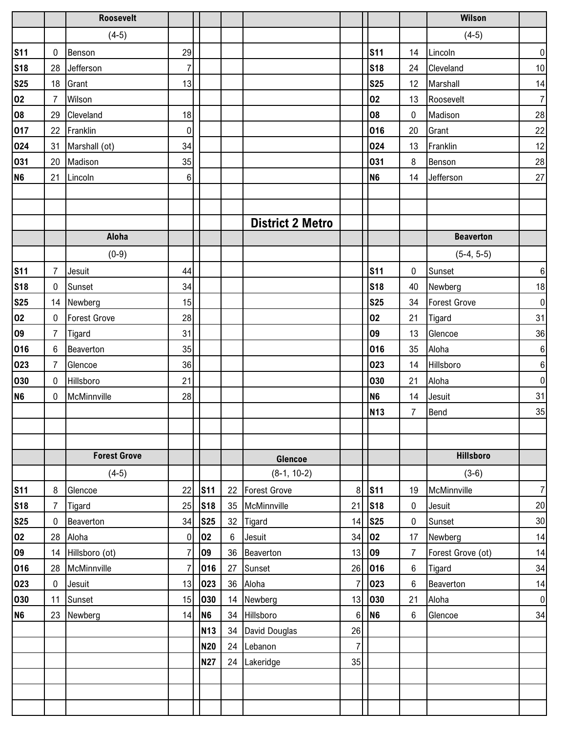## Roosevelt

(4-5)

| Date | Score | Opponent | Opp Score |
|---|---|---|---|
| S11 | 0 | Benson | 29 |
| S18 | 28 | Jefferson | 7 |
| S25 | 18 | Grant | 13 |
| O2 | 7 | Wilson | |
| O8 | 29 | Cleveland | 18 |
| O17 | 22 | Franklin | 0 |
| O24 | 31 | Marshall (ot) | 34 |
| O31 | 20 | Madison | 35 |
| N6 | 21 | Lincoln | 6 |

## Wilson

(4-5)

| Date | Score | Opponent | Opp Score |
|---|---|---|---|
| S11 | 14 | Lincoln | 0 |
| S18 | 24 | Cleveland | 10 |
| S25 | 12 | Marshall | 14 |
| O2 | 13 | Roosevelt | 7 |
| O8 | 0 | Madison | 28 |
| O16 | 20 | Grant | 22 |
| O24 | 13 | Franklin | 12 |
| O31 | 8 | Benson | 28 |
| N6 | 14 | Jefferson | 27 |

# District 2 Metro

## Aloha

(0-9)

| Date | Score | Opponent | Opp Score |
|---|---|---|---|
| S11 | 7 | Jesuit | 44 |
| S18 | 0 | Sunset | 34 |
| S25 | 14 | Newberg | 15 |
| O2 | 0 | Forest Grove | 28 |
| O9 | 7 | Tigard | 31 |
| O16 | 6 | Beaverton | 35 |
| O23 | 7 | Glencoe | 36 |
| O30 | 0 | Hillsboro | 21 |
| N6 | 0 | McMinnville | 28 |

## Beaverton

(5-4, 5-5)

| Date | Score | Opponent | Opp Score |
|---|---|---|---|
| S11 | 0 | Sunset | 6 |
| S18 | 40 | Newberg | 18 |
| S25 | 34 | Forest Grove | 0 |
| O2 | 21 | Tigard | 31 |
| O9 | 13 | Glencoe | 36 |
| O16 | 35 | Aloha | 6 |
| O23 | 14 | Hillsboro | 6 |
| O30 | 21 | Aloha | 0 |
| N6 | 14 | Jesuit | 31 |
| N13 | 7 | Bend | 35 |

## Forest Grove

(4-5)

| Date | Score | Opponent | Opp Score |
|---|---|---|---|
| S11 | 8 | Glencoe | 22 |
| S18 | 7 | Tigard | 25 |
| S25 | 0 | Beaverton | 34 |
| O2 | 28 | Aloha | 0 |
| O9 | 14 | Hillsboro (ot) | 7 |
| O16 | 28 | McMinnville | 7 |
| O23 | 0 | Jesuit | 13 |
| O30 | 11 | Sunset | 15 |
| N6 | 23 | Newberg | 14 |

## Glencoe

(8-1, 10-2)

| Date | Score | Opponent | Opp Score |
|---|---|---|---|
| S11 | 22 | Forest Grove | 8 |
| S18 | 35 | McMinnville | 21 |
| S25 | 32 | Tigard | 14 |
| O2 | 6 | Jesuit | 34 |
| O9 | 36 | Beaverton | 13 |
| O16 | 27 | Sunset | 26 |
| O23 | 36 | Aloha | 7 |
| O30 | 14 | Newberg | 13 |
| N6 | 34 | Hillsboro | 6 |
| N13 | 34 | David Douglas | 26 |
| N20 | 24 | Lebanon | 7 |
| N27 | 24 | Lakeridge | 35 |

## Hillsboro

(3-6)

| Date | Score | Opponent | Opp Score |
|---|---|---|---|
| S11 | 19 | McMinnville | 7 |
| S18 | 0 | Jesuit | 20 |
| S25 | 0 | Sunset | 30 |
| O2 | 17 | Newberg | 14 |
| O9 | 7 | Forest Grove (ot) | 14 |
| O16 | 6 | Tigard | 34 |
| O23 | 6 | Beaverton | 14 |
| O30 | 21 | Aloha | 0 |
| N6 | 6 | Glencoe | 34 |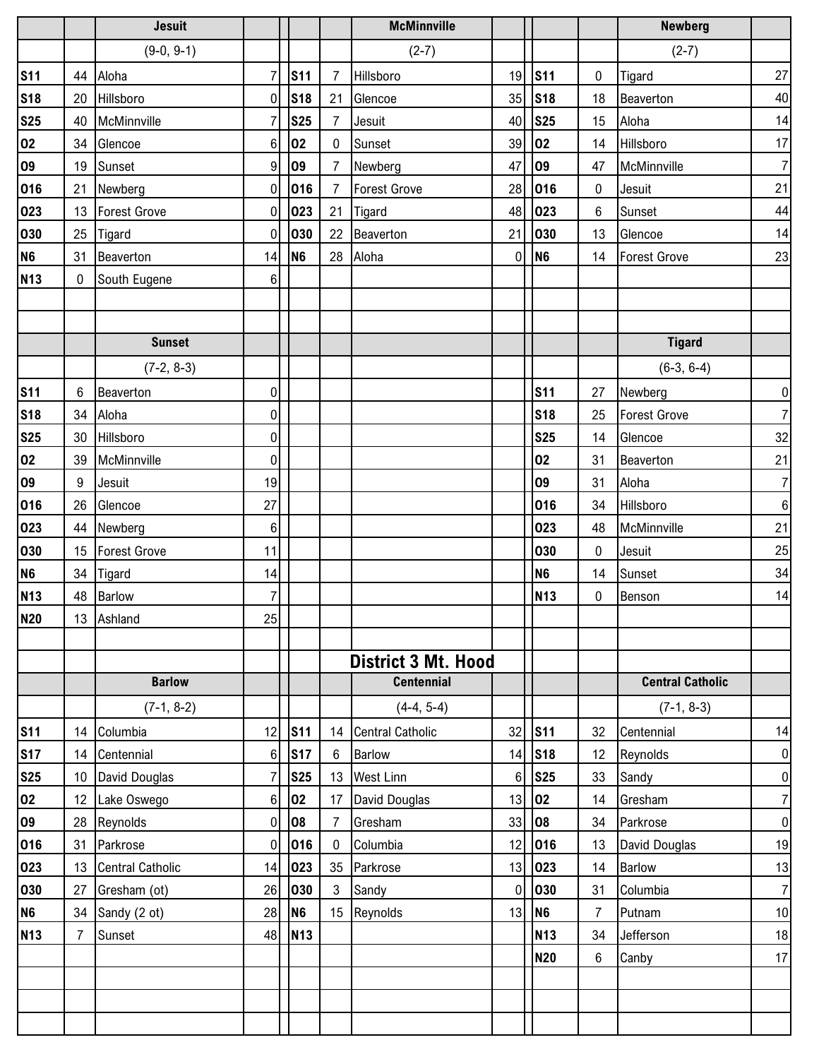### Jesuit

(9-0, 9-1)

| Date | Score | Opponent | Opp |
|---|---|---|---|
| S11 | 44 | Aloha | 7 |
| S18 | 20 | Hillsboro | 0 |
| S25 | 40 | McMinnville | 7 |
| O2 | 34 | Glencoe | 6 |
| O9 | 19 | Sunset | 9 |
| O16 | 21 | Newberg | 0 |
| O23 | 13 | Forest Grove | 0 |
| O30 | 25 | Tigard | 0 |
| N6 | 31 | Beaverton | 14 |
| N13 | 0 | South Eugene | 6 |

### McMinnville

(2-7)

| Date | Score | Opponent | Opp |
|---|---|---|---|
| S11 | 7 | Hillsboro | 19 |
| S18 | 21 | Glencoe | 35 |
| S25 | 7 | Jesuit | 40 |
| O2 | 0 | Sunset | 39 |
| O9 | 7 | Newberg | 47 |
| O16 | 7 | Forest Grove | 28 |
| O23 | 21 | Tigard | 48 |
| O30 | 22 | Beaverton | 21 |
| N6 | 28 | Aloha | 0 |

### Newberg

(2-7)

| Date | Score | Opponent | Opp |
|---|---|---|---|
| S11 | 0 | Tigard | 27 |
| S18 | 18 | Beaverton | 40 |
| S25 | 15 | Aloha | 14 |
| O2 | 14 | Hillsboro | 17 |
| O9 | 47 | McMinnville | 7 |
| O16 | 0 | Jesuit | 21 |
| O23 | 6 | Sunset | 44 |
| O30 | 13 | Glencoe | 14 |
| N6 | 14 | Forest Grove | 23 |

### Sunset

(7-2, 8-3)

| Date | Score | Opponent | Opp |
|---|---|---|---|
| S11 | 6 | Beaverton | 0 |
| S18 | 34 | Aloha | 0 |
| S25 | 30 | Hillsboro | 0 |
| O2 | 39 | McMinnville | 0 |
| O9 | 9 | Jesuit | 19 |
| O16 | 26 | Glencoe | 27 |
| O23 | 44 | Newberg | 6 |
| O30 | 15 | Forest Grove | 11 |
| N6 | 34 | Tigard | 14 |
| N13 | 48 | Barlow | 7 |
| N20 | 13 | Ashland | 25 |

### Tigard

(6-3, 6-4)

| Date | Score | Opponent | Opp |
|---|---|---|---|
| S11 | 27 | Newberg | 0 |
| S18 | 25 | Forest Grove | 7 |
| S25 | 14 | Glencoe | 32 |
| O2 | 31 | Beaverton | 21 |
| O9 | 31 | Aloha | 7 |
| O16 | 34 | Hillsboro | 6 |
| O23 | 48 | McMinnville | 21 |
| O30 | 0 | Jesuit | 25 |
| N6 | 14 | Sunset | 34 |
| N13 | 0 | Benson | 14 |

## District 3 Mt. Hood

### Barlow

(7-1, 8-2)

| Date | Score | Opponent | Opp |
|---|---|---|---|
| S11 | 14 | Columbia | 12 |
| S17 | 14 | Centennial | 6 |
| S25 | 10 | David Douglas | 7 |
| O2 | 12 | Lake Oswego | 6 |
| O9 | 28 | Reynolds | 0 |
| O16 | 31 | Parkrose | 0 |
| O23 | 13 | Central Catholic | 14 |
| O30 | 27 | Gresham (ot) | 26 |
| N6 | 34 | Sandy (2 ot) | 28 |
| N13 | 7 | Sunset | 48 |

### Centennial

(4-4, 5-4)

| Date | Score | Opponent | Opp |
|---|---|---|---|
| S11 | 14 | Central Catholic | 32 |
| S17 | 6 | Barlow | 14 |
| S25 | 13 | West Linn | 6 |
| O2 | 17 | David Douglas | 13 |
| O8 | 7 | Gresham | 33 |
| O16 | 0 | Columbia | 12 |
| O23 | 35 | Parkrose | 13 |
| O30 | 3 | Sandy | 0 |
| N6 | 15 | Reynolds | 13 |
| N13 | | | |

### Central Catholic

(7-1, 8-3)

| Date | Score | Opponent | Opp |
|---|---|---|---|
| S11 | 32 | Centennial | 14 |
| S18 | 12 | Reynolds | 0 |
| S25 | 33 | Sandy | 0 |
| O2 | 14 | Gresham | 7 |
| O8 | 34 | Parkrose | 0 |
| O16 | 13 | David Douglas | 19 |
| O23 | 14 | Barlow | 13 |
| O30 | 31 | Columbia | 7 |
| N6 | 7 | Putnam | 10 |
| N13 | 34 | Jefferson | 18 |
| N20 | 6 | Canby | 17 |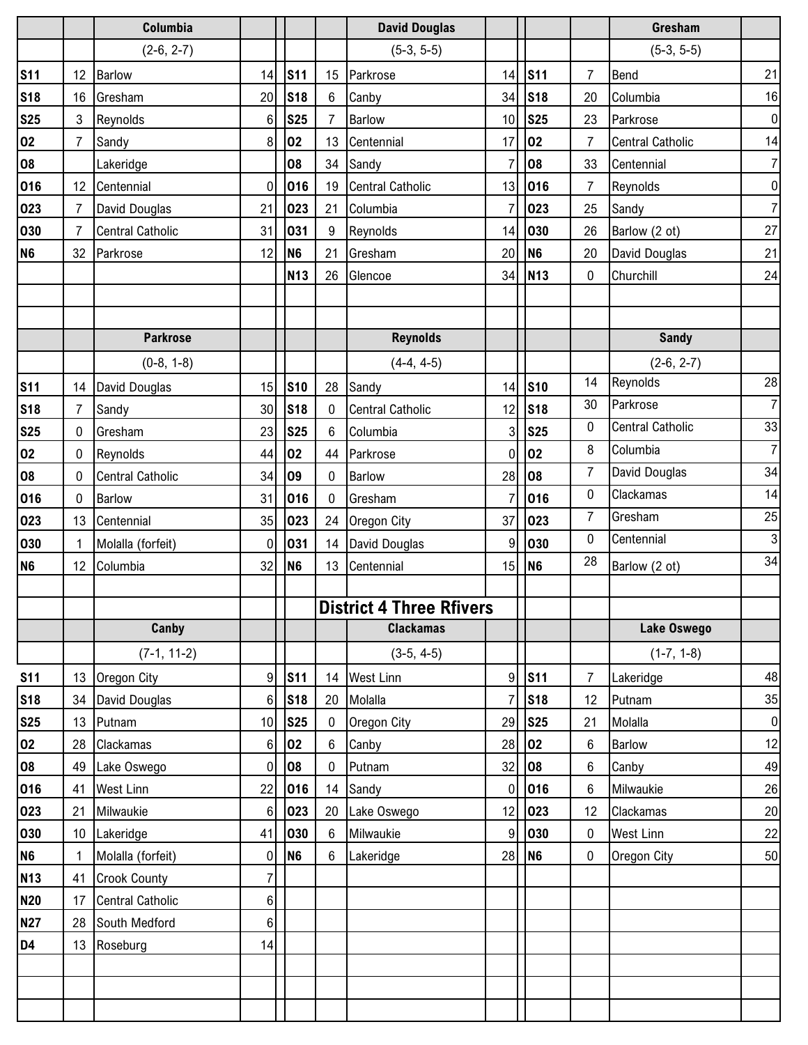| | | Columbia | | | | David Douglas | | | | Gresham | |
|---|---|---|---|---|---|---|---|---|---|---|---|
| | | (2-6, 2-7) | | | | (5-3, 5-5) | | | | (5-3, 5-5) | |
| S11 | 12 | Barlow | 14 | S11 | 15 | Parkrose | 14 | S11 | 7 | Bend | 21 |
| S18 | 16 | Gresham | 20 | S18 | 6 | Canby | 34 | S18 | 20 | Columbia | 16 |
| S25 | 3 | Reynolds | 6 | S25 | 7 | Barlow | 10 | S25 | 23 | Parkrose | 0 |
| O2 | 7 | Sandy | 8 | O2 | 13 | Centennial | 17 | O2 | 7 | Central Catholic | 14 |
| O8 | | Lakeridge | | O8 | 34 | Sandy | 7 | O8 | 33 | Centennial | 7 |
| O16 | 12 | Centennial | 0 | O16 | 19 | Central Catholic | 13 | O16 | 7 | Reynolds | 0 |
| O23 | 7 | David Douglas | 21 | O23 | 21 | Columbia | 7 | O23 | 25 | Sandy | 7 |
| O30 | 7 | Central Catholic | 31 | O31 | 9 | Reynolds | 14 | O30 | 26 | Barlow (2 ot) | 27 |
| N6 | 32 | Parkrose | 12 | N6 | 21 | Gresham | 20 | N6 | 20 | David Douglas | 21 |
| | | | | N13 | 26 | Glencoe | 34 | N13 | 0 | Churchill | 24 |

| | | Parkrose | | | | Reynolds | | | | Sandy | |
|---|---|---|---|---|---|---|---|---|---|---|---|
| | | (0-8, 1-8) | | | | (4-4, 4-5) | | | | (2-6, 2-7) | |
| S11 | 14 | David Douglas | 15 | S10 | 28 | Sandy | 14 | S10 | 14 | Reynolds | 28 |
| S18 | 7 | Sandy | 30 | S18 | 0 | Central Catholic | 12 | S18 | 30 | Parkrose | 7 |
| S25 | 0 | Gresham | 23 | S25 | 6 | Columbia | 3 | S25 | 0 | Central Catholic | 33 |
| O2 | 0 | Reynolds | 44 | O2 | 44 | Parkrose | 0 | O2 | 8 | Columbia | 7 |
| O8 | 0 | Central Catholic | 34 | O9 | 0 | Barlow | 28 | O8 | 7 | David Douglas | 34 |
| O16 | 0 | Barlow | 31 | O16 | 0 | Gresham | 7 | O16 | 0 | Clackamas | 14 |
| O23 | 13 | Centennial | 35 | O23 | 24 | Oregon City | 37 | O23 | 7 | Gresham | 25 |
| O30 | 1 | Molalla (forfeit) | 0 | O31 | 14 | David Douglas | 9 | O30 | 0 | Centennial | 3 |
| N6 | 12 | Columbia | 32 | N6 | 13 | Centennial | 15 | N6 | 28 | Barlow (2 ot) | 34 |

## District 4 Three Rfivers

| | | Canby | | | | Clackamas | | | | Lake Oswego | |
|---|---|---|---|---|---|---|---|---|---|---|---|
| | | (7-1, 11-2) | | | | (3-5, 4-5) | | | | (1-7, 1-8) | |
| S11 | 13 | Oregon City | 9 | S11 | 14 | West Linn | 9 | S11 | 7 | Lakeridge | 48 |
| S18 | 34 | David Douglas | 6 | S18 | 20 | Molalla | 7 | S18 | 12 | Putnam | 35 |
| S25 | 13 | Putnam | 10 | S25 | 0 | Oregon City | 29 | S25 | 21 | Molalla | 0 |
| O2 | 28 | Clackamas | 6 | O2 | 6 | Canby | 28 | O2 | 6 | Barlow | 12 |
| O8 | 49 | Lake Oswego | 0 | O8 | 0 | Putnam | 32 | O8 | 6 | Canby | 49 |
| O16 | 41 | West Linn | 22 | O16 | 14 | Sandy | 0 | O16 | 6 | Milwaukie | 26 |
| O23 | 21 | Milwaukie | 6 | O23 | 20 | Lake Oswego | 12 | O23 | 12 | Clackamas | 20 |
| O30 | 10 | Lakeridge | 41 | O30 | 6 | Milwaukie | 9 | O30 | 0 | West Linn | 22 |
| N6 | 1 | Molalla (forfeit) | 0 | N6 | 6 | Lakeridge | 28 | N6 | 0 | Oregon City | 50 |
| N13 | 41 | Crook County | 7 | | | | | | | | |
| N20 | 17 | Central Catholic | 6 | | | | | | | | |
| N27 | 28 | South Medford | 6 | | | | | | | | |
| D4 | 13 | Roseburg | 14 | | | | | | | | |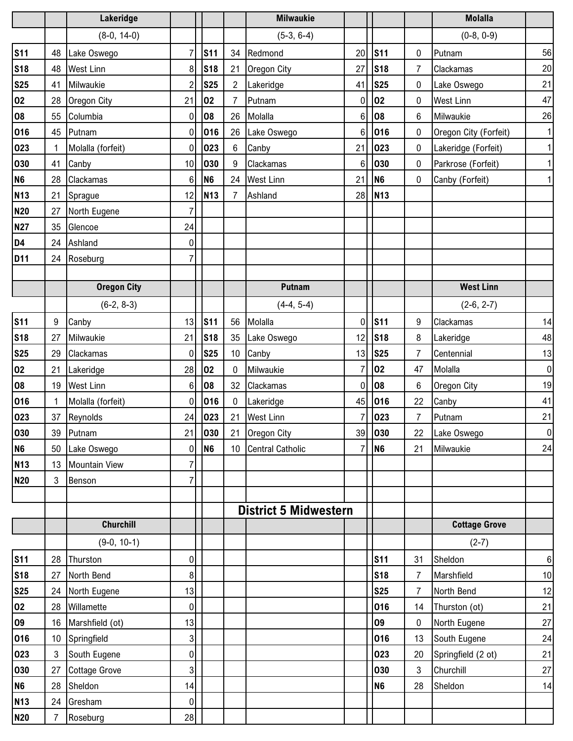### Lakeridge

(8-0, 14-0)

| Date | Score | Opponent | Opp |
| --- | --- | --- | --- |
| S11 | 48 | Lake Oswego | 7 |
| S18 | 48 | West Linn | 8 |
| S25 | 41 | Milwaukie | 2 |
| O2 | 28 | Oregon City | 21 |
| O8 | 55 | Columbia | 0 |
| O16 | 45 | Putnam | 0 |
| O23 | 1 | Molalla (forfeit) | 0 |
| O30 | 41 | Canby | 10 |
| N6 | 28 | Clackamas | 6 |
| N13 | 21 | Sprague | 12 |
| N20 | 27 | North Eugene | 7 |
| N27 | 35 | Glencoe | 24 |
| D4 | 24 | Ashland | 0 |
| D11 | 24 | Roseburg | 7 |

### Milwaukie

(5-3, 6-4)

| Date | Score | Opponent | Opp |
| --- | --- | --- | --- |
| S11 | 34 | Redmond | 20 |
| S18 | 21 | Oregon City | 27 |
| S25 | 2 | Lakeridge | 41 |
| O2 | 7 | Putnam | 0 |
| O8 | 26 | Molalla | 6 |
| O16 | 26 | Lake Oswego | 6 |
| O23 | 6 | Canby | 21 |
| O30 | 9 | Clackamas | 6 |
| N6 | 24 | West Linn | 21 |
| N13 | 7 | Ashland | 28 |

### Molalla

(0-8, 0-9)

| Date | Score | Opponent | Opp |
| --- | --- | --- | --- |
| S11 | 0 | Putnam | 56 |
| S18 | 7 | Clackamas | 20 |
| S25 | 0 | Lake Oswego | 21 |
| O2 | 0 | West Linn | 47 |
| O8 | 6 | Milwaukie | 26 |
| O16 | 0 | Oregon City (Forfeit) | 1 |
| O23 | 0 | Lakeridge (Forfeit) | 1 |
| O30 | 0 | Parkrose (Forfeit) | 1 |
| N6 | 0 | Canby (Forfeit) | 1 |
| N13 | | | |

### Oregon City

(6-2, 8-3)

| Date | Score | Opponent | Opp |
| --- | --- | --- | --- |
| S11 | 9 | Canby | 13 |
| S18 | 27 | Milwaukie | 21 |
| S25 | 29 | Clackamas | 0 |
| O2 | 21 | Lakeridge | 28 |
| O8 | 19 | West Linn | 6 |
| O16 | 1 | Molalla (forfeit) | 0 |
| O23 | 37 | Reynolds | 24 |
| O30 | 39 | Putnam | 21 |
| N6 | 50 | Lake Oswego | 0 |
| N13 | 13 | Mountain View | 7 |
| N20 | 3 | Benson | 7 |

### Putnam

(4-4, 5-4)

| Date | Score | Opponent | Opp |
| --- | --- | --- | --- |
| S11 | 56 | Molalla | 0 |
| S18 | 35 | Lake Oswego | 12 |
| S25 | 10 | Canby | 13 |
| O2 | 0 | Milwaukie | 7 |
| O8 | 32 | Clackamas | 0 |
| O16 | 0 | Lakeridge | 45 |
| O23 | 21 | West Linn | 7 |
| O30 | 21 | Oregon City | 39 |
| N6 | 10 | Central Catholic | 7 |

### West Linn

(2-6, 2-7)

| Date | Score | Opponent | Opp |
| --- | --- | --- | --- |
| S11 | 9 | Clackamas | 14 |
| S18 | 8 | Lakeridge | 48 |
| S25 | 7 | Centennial | 13 |
| O2 | 47 | Molalla | 0 |
| O8 | 6 | Oregon City | 19 |
| O16 | 22 | Canby | 41 |
| O23 | 7 | Putnam | 21 |
| O30 | 22 | Lake Oswego | 0 |
| N6 | 21 | Milwaukie | 24 |

## District 5 Midwestern

### Churchill

(9-0, 10-1)

| Date | Score | Opponent | Opp |
| --- | --- | --- | --- |
| S11 | 28 | Thurston | 0 |
| S18 | 27 | North Bend | 8 |
| S25 | 24 | North Eugene | 13 |
| O2 | 28 | Willamette | 0 |
| O9 | 16 | Marshfield (ot) | 13 |
| O16 | 10 | Springfield | 3 |
| O23 | 3 | South Eugene | 0 |
| O30 | 27 | Cottage Grove | 3 |
| N6 | 28 | Sheldon | 14 |
| N13 | 24 | Gresham | 0 |
| N20 | 7 | Roseburg | 28 |

### Cottage Grove

(2-7)

| Date | Score | Opponent | Opp |
| --- | --- | --- | --- |
| S11 | 31 | Sheldon | 6 |
| S18 | 7 | Marshfield | 10 |
| S25 | 7 | North Bend | 12 |
| O16 | 14 | Thurston (ot) | 21 |
| O9 | 0 | North Eugene | 27 |
| O16 | 13 | South Eugene | 24 |
| O23 | 20 | Springfield (2 ot) | 21 |
| O30 | 3 | Churchill | 27 |
| N6 | 28 | Sheldon | 14 |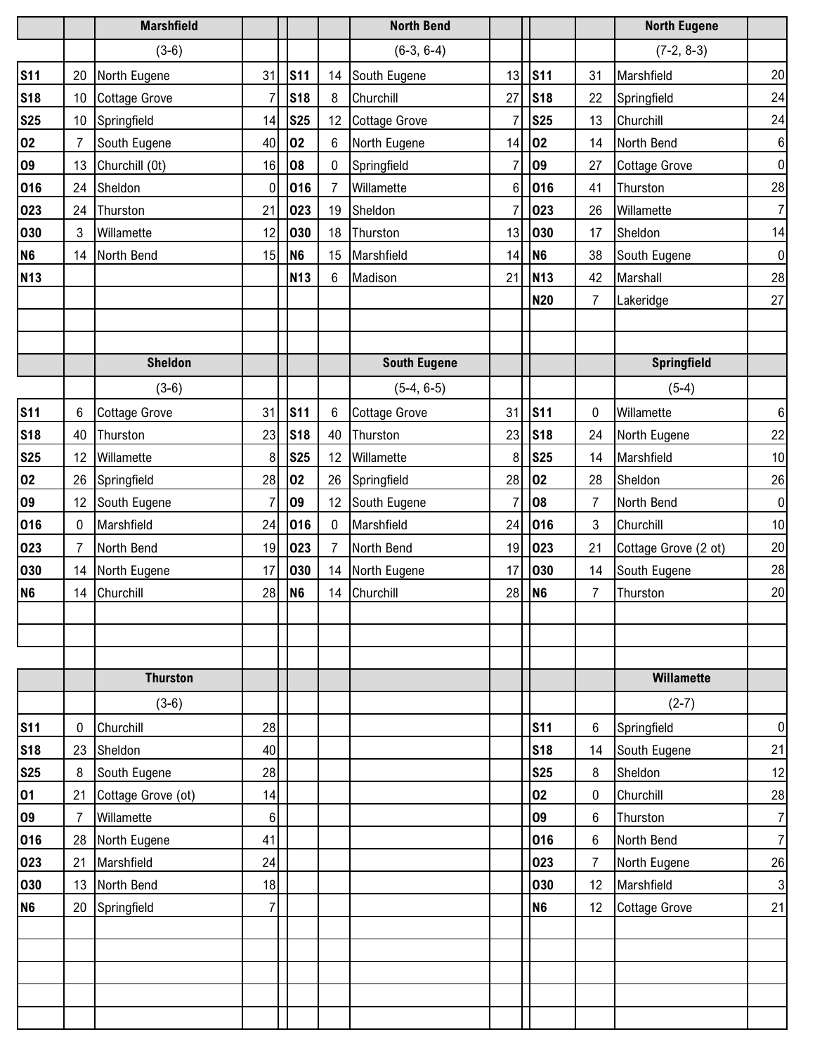| | | Marshfield | | | | North Bend | | | | North Eugene | |
|---|---|---|---|---|---|---|---|---|---|---|---|
| | | (3-6) | | | | (6-3, 6-4) | | | | (7-2, 8-3) | |
| S11 | 20 | North Eugene | 31 | S11 | 14 | South Eugene | 13 | S11 | 31 | Marshfield | 20 |
| S18 | 10 | Cottage Grove | 7 | S18 | 8 | Churchill | 27 | S18 | 22 | Springfield | 24 |
| S25 | 10 | Springfield | 14 | S25 | 12 | Cottage Grove | 7 | S25 | 13 | Churchill | 24 |
| O2 | 7 | South Eugene | 40 | O2 | 6 | North Eugene | 14 | O2 | 14 | North Bend | 6 |
| O9 | 13 | Churchill (0t) | 16 | O8 | 0 | Springfield | 7 | O9 | 27 | Cottage Grove | 0 |
| O16 | 24 | Sheldon | 0 | O16 | 7 | Willamette | 6 | O16 | 41 | Thurston | 28 |
| O23 | 24 | Thurston | 21 | O23 | 19 | Sheldon | 7 | O23 | 26 | Willamette | 7 |
| O30 | 3 | Willamette | 12 | O30 | 18 | Thurston | 13 | O30 | 17 | Sheldon | 14 |
| N6 | 14 | North Bend | 15 | N6 | 15 | Marshfield | 14 | N6 | 38 | South Eugene | 0 |
| N13 | | | | N13 | 6 | Madison | 21 | N13 | 42 | Marshall | 28 |
| | | | | | | | | N20 | 7 | Lakeridge | 27 |

| | | Sheldon | | | | South Eugene | | | | Springfield | |
|---|---|---|---|---|---|---|---|---|---|---|---|
| | | (3-6) | | | | (5-4, 6-5) | | | | (5-4) | |
| S11 | 6 | Cottage Grove | 31 | S11 | 6 | Cottage Grove | 31 | S11 | 0 | Willamette | 6 |
| S18 | 40 | Thurston | 23 | S18 | 40 | Thurston | 23 | S18 | 24 | North Eugene | 22 |
| S25 | 12 | Willamette | 8 | S25 | 12 | Willamette | 8 | S25 | 14 | Marshfield | 10 |
| O2 | 26 | Springfield | 28 | O2 | 26 | Springfield | 28 | O2 | 28 | Sheldon | 26 |
| O9 | 12 | South Eugene | 7 | O9 | 12 | South Eugene | 7 | O8 | 7 | North Bend | 0 |
| O16 | 0 | Marshfield | 24 | O16 | 0 | Marshfield | 24 | O16 | 3 | Churchill | 10 |
| O23 | 7 | North Bend | 19 | O23 | 7 | North Bend | 19 | O23 | 21 | Cottage Grove (2 ot) | 20 |
| O30 | 14 | North Eugene | 17 | O30 | 14 | North Eugene | 17 | O30 | 14 | South Eugene | 28 |
| N6 | 14 | Churchill | 28 | N6 | 14 | Churchill | 28 | N6 | 7 | Thurston | 20 |

| | | Thurston | | | | | | | | Willamette | |
|---|---|---|---|---|---|---|---|---|---|---|---|
| | | (3-6) | | | | | | | | (2-7) | |
| S11 | 0 | Churchill | 28 | | | | | S11 | 6 | Springfield | 0 |
| S18 | 23 | Sheldon | 40 | | | | | S18 | 14 | South Eugene | 21 |
| S25 | 8 | South Eugene | 28 | | | | | S25 | 8 | Sheldon | 12 |
| O1 | 21 | Cottage Grove (ot) | 14 | | | | | O2 | 0 | Churchill | 28 |
| O9 | 7 | Willamette | 6 | | | | | O9 | 6 | Thurston | 7 |
| O16 | 28 | North Eugene | 41 | | | | | O16 | 6 | North Bend | 7 |
| O23 | 21 | Marshfield | 24 | | | | | O23 | 7 | North Eugene | 26 |
| O30 | 13 | North Bend | 18 | | | | | O30 | 12 | Marshfield | 3 |
| N6 | 20 | Springfield | 7 | | | | | N6 | 12 | Cottage Grove | 21 |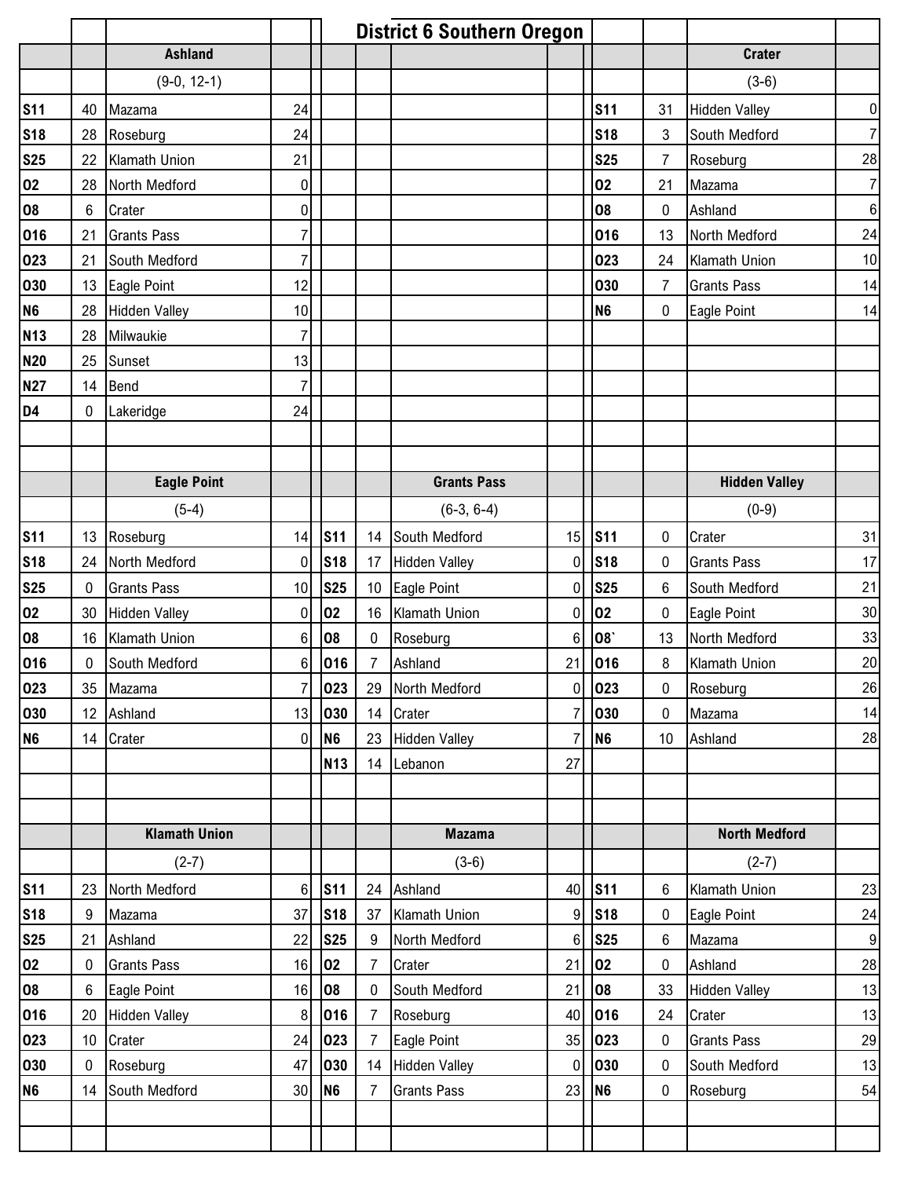# District 6 Southern Oregon

## Ashland

(9-0, 12-1)

| Date | Score | Opponent | Opp. Score |
|---|---|---|---|
| S11 | 40 | Mazama | 24 |
| S18 | 28 | Roseburg | 24 |
| S25 | 22 | Klamath Union | 21 |
| O2 | 28 | North Medford | 0 |
| O8 | 6 | Crater | 0 |
| O16 | 21 | Grants Pass | 7 |
| O23 | 21 | South Medford | 7 |
| O30 | 13 | Eagle Point | 12 |
| N6 | 28 | Hidden Valley | 10 |
| N13 | 28 | Milwaukie | 7 |
| N20 | 25 | Sunset | 13 |
| N27 | 14 | Bend | 7 |
| D4 | 0 | Lakeridge | 24 |

## Crater

(3-6)

| Date | Score | Opponent | Opp. Score |
|---|---|---|---|
| S11 | 31 | Hidden Valley | 0 |
| S18 | 3 | South Medford | 7 |
| S25 | 7 | Roseburg | 28 |
| O2 | 21 | Mazama | 7 |
| O8 | 0 | Ashland | 6 |
| O16 | 13 | North Medford | 24 |
| O23 | 24 | Klamath Union | 10 |
| O30 | 7 | Grants Pass | 14 |
| N6 | 0 | Eagle Point | 14 |

## Eagle Point

(5-4)

| Date | Score | Opponent | Opp. Score |
|---|---|---|---|
| S11 | 13 | Roseburg | 14 |
| S18 | 24 | North Medford | 0 |
| S25 | 0 | Grants Pass | 10 |
| O2 | 30 | Hidden Valley | 0 |
| O8 | 16 | Klamath Union | 6 |
| O16 | 0 | South Medford | 6 |
| O23 | 35 | Mazama | 7 |
| O30 | 12 | Ashland | 13 |
| N6 | 14 | Crater | 0 |

## Grants Pass

(6-3, 6-4)

| Date | Score | Opponent | Opp. Score |
|---|---|---|---|
| S11 | 14 | South Medford | 15 |
| S18 | 17 | Hidden Valley | 0 |
| S25 | 10 | Eagle Point | 0 |
| O2 | 16 | Klamath Union | 0 |
| O8 | 0 | Roseburg | 6 |
| O16 | 7 | Ashland | 21 |
| O23 | 29 | North Medford | 0 |
| O30 | 14 | Crater | 7 |
| N6 | 23 | Hidden Valley | 7 |
| N13 | 14 | Lebanon | 27 |

## Hidden Valley

(0-9)

| Date | Score | Opponent | Opp. Score |
|---|---|---|---|
| S11 | 0 | Crater | 31 |
| S18 | 0 | Grants Pass | 17 |
| S25 | 6 | South Medford | 21 |
| O2 | 0 | Eagle Point | 30 |
| O8` | 13 | North Medford | 33 |
| O16 | 8 | Klamath Union | 20 |
| O23 | 0 | Roseburg | 26 |
| O30 | 0 | Mazama | 14 |
| N6 | 10 | Ashland | 28 |

## Klamath Union

(2-7)

| Date | Score | Opponent | Opp. Score |
|---|---|---|---|
| S11 | 23 | North Medford | 6 |
| S18 | 9 | Mazama | 37 |
| S25 | 21 | Ashland | 22 |
| O2 | 0 | Grants Pass | 16 |
| O8 | 6 | Eagle Point | 16 |
| O16 | 20 | Hidden Valley | 8 |
| O23 | 10 | Crater | 24 |
| O30 | 0 | Roseburg | 47 |
| N6 | 14 | South Medford | 30 |

## Mazama

(3-6)

| Date | Score | Opponent | Opp. Score |
|---|---|---|---|
| S11 | 24 | Ashland | 40 |
| S18 | 37 | Klamath Union | 9 |
| S25 | 9 | North Medford | 6 |
| O2 | 7 | Crater | 21 |
| O8 | 0 | South Medford | 21 |
| O16 | 7 | Roseburg | 40 |
| O23 | 7 | Eagle Point | 35 |
| O30 | 14 | Hidden Valley | 0 |
| N6 | 7 | Grants Pass | 23 |

## North Medford

(2-7)

| Date | Score | Opponent | Opp. Score |
|---|---|---|---|
| S11 | 6 | Klamath Union | 23 |
| S18 | 0 | Eagle Point | 24 |
| S25 | 6 | Mazama | 9 |
| O2 | 0 | Ashland | 28 |
| O8 | 33 | Hidden Valley | 13 |
| O16 | 24 | Crater | 13 |
| O23 | 0 | Grants Pass | 29 |
| O30 | 0 | South Medford | 13 |
| N6 | 0 | Roseburg | 54 |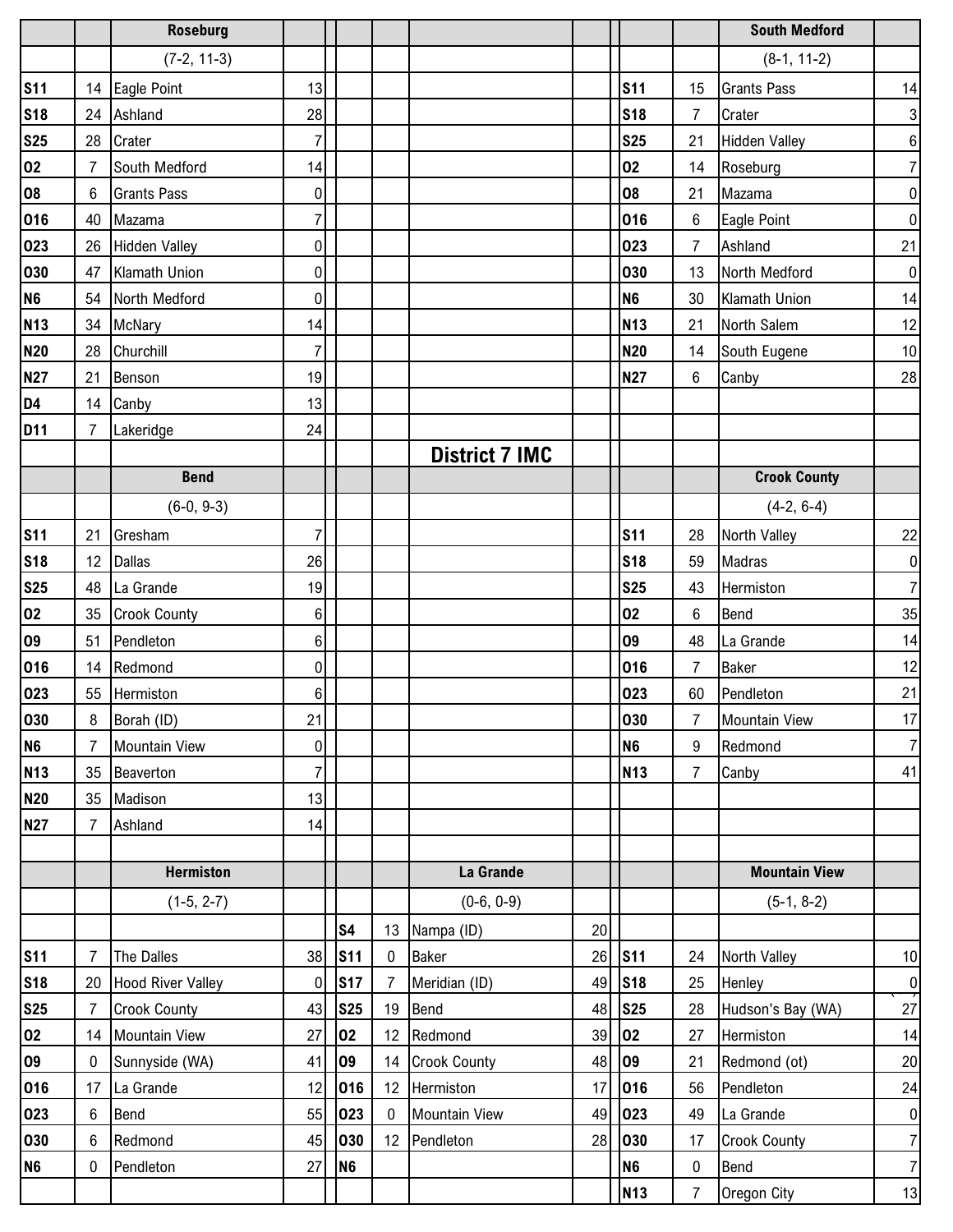## District 7 IMC

### Roseburg

(7-2, 11-3)

| Date | Score | Opponent | Score |
|---|---|---|---|
| S11 | 14 | Eagle Point | 13 |
| S18 | 24 | Ashland | 28 |
| S25 | 28 | Crater | 7 |
| O2 | 7 | South Medford | 14 |
| O8 | 6 | Grants Pass | 0 |
| O16 | 40 | Mazama | 7 |
| O23 | 26 | Hidden Valley | 0 |
| O30 | 47 | Klamath Union | 0 |
| N6 | 54 | North Medford | 0 |
| N13 | 34 | McNary | 14 |
| N20 | 28 | Churchill | 7 |
| N27 | 21 | Benson | 19 |
| D4 | 14 | Canby | 13 |
| D11 | 7 | Lakeridge | 24 |

### South Medford

(8-1, 11-2)

| Date | Score | Opponent | Score |
|---|---|---|---|
| S11 | 15 | Grants Pass | 14 |
| S18 | 7 | Crater | 3 |
| S25 | 21 | Hidden Valley | 6 |
| O2 | 14 | Roseburg | 7 |
| O8 | 21 | Mazama | 0 |
| O16 | 6 | Eagle Point | 0 |
| O23 | 7 | Ashland | 21 |
| O30 | 13 | North Medford | 0 |
| N6 | 30 | Klamath Union | 14 |
| N13 | 21 | North Salem | 12 |
| N20 | 14 | South Eugene | 10 |
| N27 | 6 | Canby | 28 |

### Bend

(6-0, 9-3)

| Date | Score | Opponent | Score |
|---|---|---|---|
| S11 | 21 | Gresham | 7 |
| S18 | 12 | Dallas | 26 |
| S25 | 48 | La Grande | 19 |
| O2 | 35 | Crook County | 6 |
| O9 | 51 | Pendleton | 6 |
| O16 | 14 | Redmond | 0 |
| O23 | 55 | Hermiston | 6 |
| O30 | 8 | Borah (ID) | 21 |
| N6 | 7 | Mountain View | 0 |
| N13 | 35 | Beaverton | 7 |
| N20 | 35 | Madison | 13 |
| N27 | 7 | Ashland | 14 |

### Crook County

(4-2, 6-4)

| Date | Score | Opponent | Score |
|---|---|---|---|
| S11 | 28 | North Valley | 22 |
| S18 | 59 | Madras | 0 |
| S25 | 43 | Hermiston | 7 |
| O2 | 6 | Bend | 35 |
| O9 | 48 | La Grande | 14 |
| O16 | 7 | Baker | 12 |
| O23 | 60 | Pendleton | 21 |
| O30 | 7 | Mountain View | 17 |
| N6 | 9 | Redmond | 7 |
| N13 | 7 | Canby | 41 |

### Hermiston

(1-5, 2-7)

| Date | Score | Opponent | Score |
|---|---|---|---|
| S11 | 7 | The Dalles | 38 |
| S18 | 20 | Hood River Valley | 0 |
| S25 | 7 | Crook County | 43 |
| O2 | 14 | Mountain View | 27 |
| O9 | 0 | Sunnyside (WA) | 41 |
| O16 | 17 | La Grande | 12 |
| O23 | 6 | Bend | 55 |
| O30 | 6 | Redmond | 45 |
| N6 | 0 | Pendleton | 27 |

### La Grande

(0-6, 0-9)

| Date | Score | Opponent | Score |
|---|---|---|---|
| S4 | 13 | Nampa (ID) | 20 |
| S11 | 0 | Baker | 26 |
| S17 | 7 | Meridian (ID) | 49 |
| S25 | 19 | Bend | 48 |
| O2 | 12 | Redmond | 39 |
| O9 | 14 | Crook County | 48 |
| O16 | 12 | Hermiston | 17 |
| O23 | 0 | Mountain View | 49 |
| O30 | 12 | Pendleton | 28 |
| N6 | | | |

### Mountain View

(5-1, 8-2)

| Date | Score | Opponent | Score |
|---|---|---|---|
| S11 | 24 | North Valley | 10 |
| S18 | 25 | Henley | 0 |
| S25 | 28 | Hudson's Bay (WA) | 27 |
| O2 | 27 | Hermiston | 14 |
| O9 | 21 | Redmond (ot) | 20 |
| O16 | 56 | Pendleton | 24 |
| O23 | 49 | La Grande | 0 |
| O30 | 17 | Crook County | 7 |
| N6 | 0 | Bend | 7 |
| N13 | 7 | Oregon City | 13 |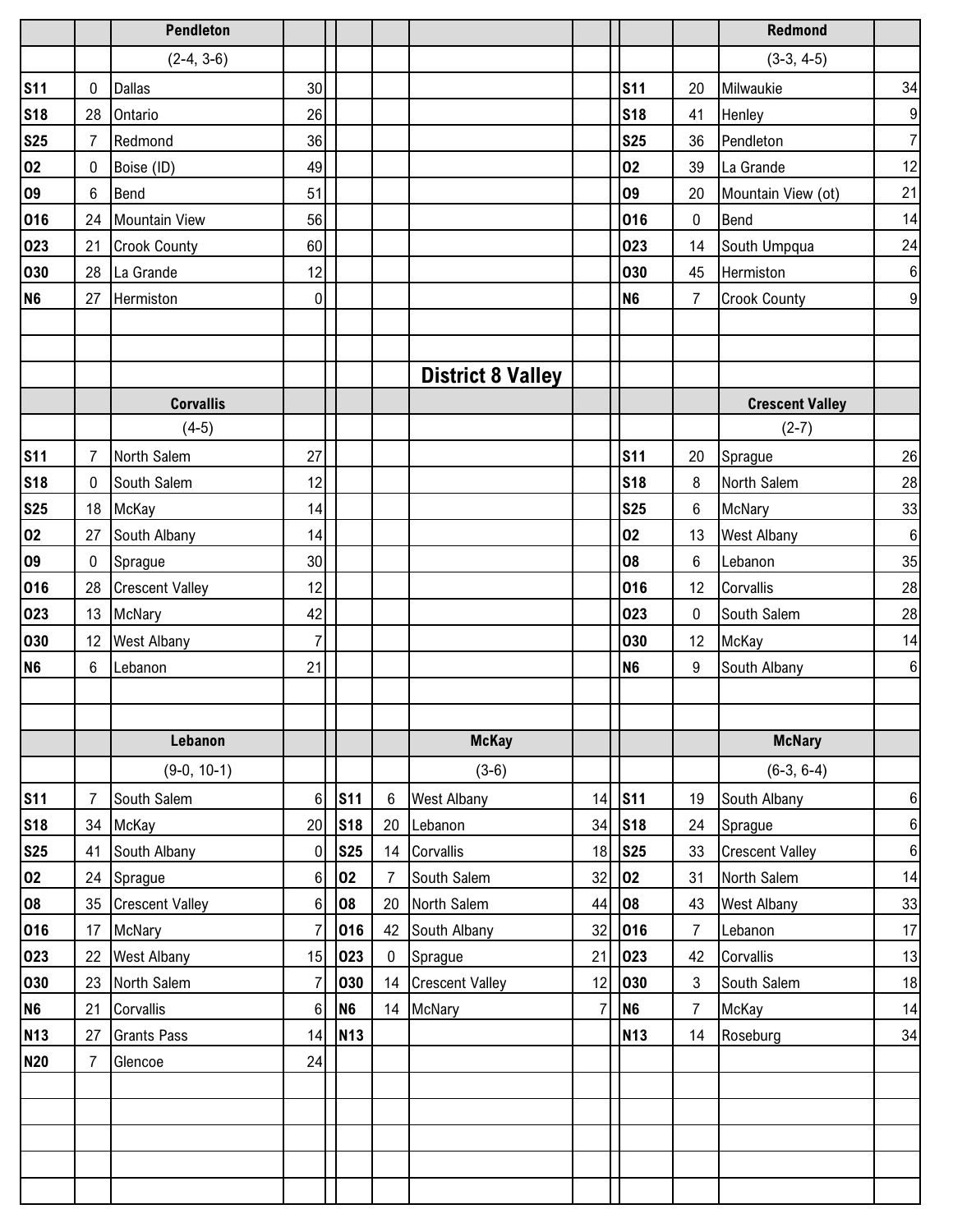## District 8 Valley

| | | Pendleton | |
|---|---|---|---|
| | | (2-4, 3-6) | |
| S11 | 0 | Dallas | 30 |
| S18 | 28 | Ontario | 26 |
| S25 | 7 | Redmond | 36 |
| O2 | 0 | Boise (ID) | 49 |
| O9 | 6 | Bend | 51 |
| O16 | 24 | Mountain View | 56 |
| O23 | 21 | Crook County | 60 |
| O30 | 28 | La Grande | 12 |
| N6 | 27 | Hermiston | 0 |

| | | Redmond | |
|---|---|---|---|
| | | (3-3, 4-5) | |
| S11 | 20 | Milwaukie | 34 |
| S18 | 41 | Henley | 9 |
| S25 | 36 | Pendleton | 7 |
| O2 | 39 | La Grande | 12 |
| O9 | 20 | Mountain View (ot) | 21 |
| O16 | 0 | Bend | 14 |
| O23 | 14 | South Umpqua | 24 |
| O30 | 45 | Hermiston | 6 |
| N6 | 7 | Crook County | 9 |

| | | Corvallis | |
|---|---|---|---|
| | | (4-5) | |
| S11 | 7 | North Salem | 27 |
| S18 | 0 | South Salem | 12 |
| S25 | 18 | McKay | 14 |
| O2 | 27 | South Albany | 14 |
| O9 | 0 | Sprague | 30 |
| O16 | 28 | Crescent Valley | 12 |
| O23 | 13 | McNary | 42 |
| O30 | 12 | West Albany | 7 |
| N6 | 6 | Lebanon | 21 |

| | | Crescent Valley | |
|---|---|---|---|
| | | (2-7) | |
| S11 | 20 | Sprague | 26 |
| S18 | 8 | North Salem | 28 |
| S25 | 6 | McNary | 33 |
| O2 | 13 | West Albany | 6 |
| O8 | 6 | Lebanon | 35 |
| O16 | 12 | Corvallis | 28 |
| O23 | 0 | South Salem | 28 |
| O30 | 12 | McKay | 14 |
| N6 | 9 | South Albany | 6 |

| | | Lebanon | |
|---|---|---|---|
| | | (9-0, 10-1) | |
| S11 | 7 | South Salem | 6 |
| S18 | 34 | McKay | 20 |
| S25 | 41 | South Albany | 0 |
| O2 | 24 | Sprague | 6 |
| O8 | 35 | Crescent Valley | 6 |
| O16 | 17 | McNary | 7 |
| O23 | 22 | West Albany | 15 |
| O30 | 23 | North Salem | 7 |
| N6 | 21 | Corvallis | 6 |
| N13 | 27 | Grants Pass | 14 |
| N20 | 7 | Glencoe | 24 |

| | | McKay | |
|---|---|---|---|
| | | (3-6) | |
| S11 | 6 | West Albany | 14 |
| S18 | 20 | Lebanon | 34 |
| S25 | 14 | Corvallis | 18 |
| O2 | 7 | South Salem | 32 |
| O8 | 20 | North Salem | 44 |
| O16 | 42 | South Albany | 32 |
| O23 | 0 | Sprague | 21 |
| O30 | 14 | Crescent Valley | 12 |
| N6 | 14 | McNary | 7 |
| N13 | | | |

| | | McNary | |
|---|---|---|---|
| | | (6-3, 6-4) | |
| S11 | 19 | South Albany | 6 |
| S18 | 24 | Sprague | 6 |
| S25 | 33 | Crescent Valley | 6 |
| O2 | 31 | North Salem | 14 |
| O8 | 43 | West Albany | 33 |
| O16 | 7 | Lebanon | 17 |
| O23 | 42 | Corvallis | 13 |
| O30 | 3 | South Salem | 18 |
| N6 | 7 | McKay | 14 |
| N13 | 14 | Roseburg | 34 |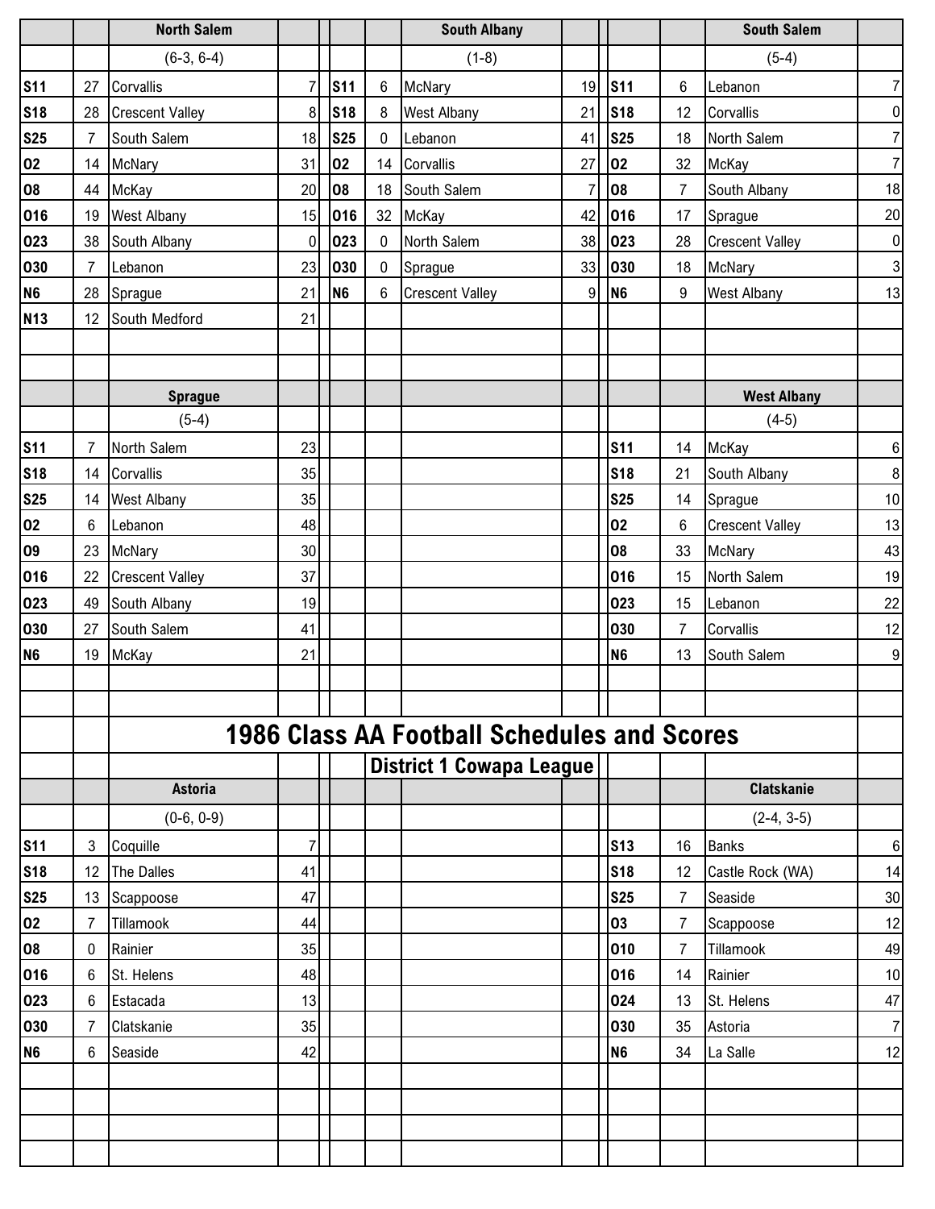| | | North Salem | |
|---|---|---|---|
| | | (6-3, 6-4) | |
| S11 | 27 | Corvallis | 7 |
| S18 | 28 | Crescent Valley | 8 |
| S25 | 7 | South Salem | 18 |
| O2 | 14 | McNary | 31 |
| O8 | 44 | McKay | 20 |
| O16 | 19 | West Albany | 15 |
| O23 | 38 | South Albany | 0 |
| O30 | 7 | Lebanon | 23 |
| N6 | 28 | Sprague | 21 |
| N13 | 12 | South Medford | 21 |

| | | South Albany | |
|---|---|---|---|
| | | (1-8) | |
| S11 | 6 | McNary | 19 |
| S18 | 8 | West Albany | 21 |
| S25 | 0 | Lebanon | 41 |
| O2 | 14 | Corvallis | 27 |
| O8 | 18 | South Salem | 7 |
| O16 | 32 | McKay | 42 |
| O23 | 0 | North Salem | 38 |
| O30 | 0 | Sprague | 33 |
| N6 | 6 | Crescent Valley | 9 |

| | | South Salem | |
|---|---|---|---|
| | | (5-4) | |
| S11 | 6 | Lebanon | 7 |
| S18 | 12 | Corvallis | 0 |
| S25 | 18 | North Salem | 7 |
| O2 | 32 | McKay | 7 |
| O8 | 7 | South Albany | 18 |
| O16 | 17 | Sprague | 20 |
| O23 | 28 | Crescent Valley | 0 |
| O30 | 18 | McNary | 3 |
| N6 | 9 | West Albany | 13 |

| | | Sprague | |
|---|---|---|---|
| | | (5-4) | |
| S11 | 7 | North Salem | 23 |
| S18 | 14 | Corvallis | 35 |
| S25 | 14 | West Albany | 35 |
| O2 | 6 | Lebanon | 48 |
| O9 | 23 | McNary | 30 |
| O16 | 22 | Crescent Valley | 37 |
| O23 | 49 | South Albany | 19 |
| O30 | 27 | South Salem | 41 |
| N6 | 19 | McKay | 21 |

| | | West Albany | |
|---|---|---|---|
| | | (4-5) | |
| S11 | 14 | McKay | 6 |
| S18 | 21 | South Albany | 8 |
| S25 | 14 | Sprague | 10 |
| O2 | 6 | Crescent Valley | 13 |
| O8 | 33 | McNary | 43 |
| O16 | 15 | North Salem | 19 |
| O23 | 15 | Lebanon | 22 |
| O30 | 7 | Corvallis | 12 |
| N6 | 13 | South Salem | 9 |

# 1986 Class AA Football Schedules and Scores

## District 1 Cowapa League

| | | Astoria | |
|---|---|---|---|
| | | (0-6, 0-9) | |
| S11 | 3 | Coquille | 7 |
| S18 | 12 | The Dalles | 41 |
| S25 | 13 | Scappoose | 47 |
| O2 | 7 | Tillamook | 44 |
| O8 | 0 | Rainier | 35 |
| O16 | 6 | St. Helens | 48 |
| O23 | 6 | Estacada | 13 |
| O30 | 7 | Clatskanie | 35 |
| N6 | 6 | Seaside | 42 |

| | | Clatskanie | |
|---|---|---|---|
| | | (2-4, 3-5) | |
| S13 | 16 | Banks | 6 |
| S18 | 12 | Castle Rock (WA) | 14 |
| S25 | 7 | Seaside | 30 |
| O3 | 7 | Scappoose | 12 |
| O10 | 7 | Tillamook | 49 |
| O16 | 14 | Rainier | 10 |
| O24 | 13 | St. Helens | 47 |
| O30 | 35 | Astoria | 7 |
| N6 | 34 | La Salle | 12 |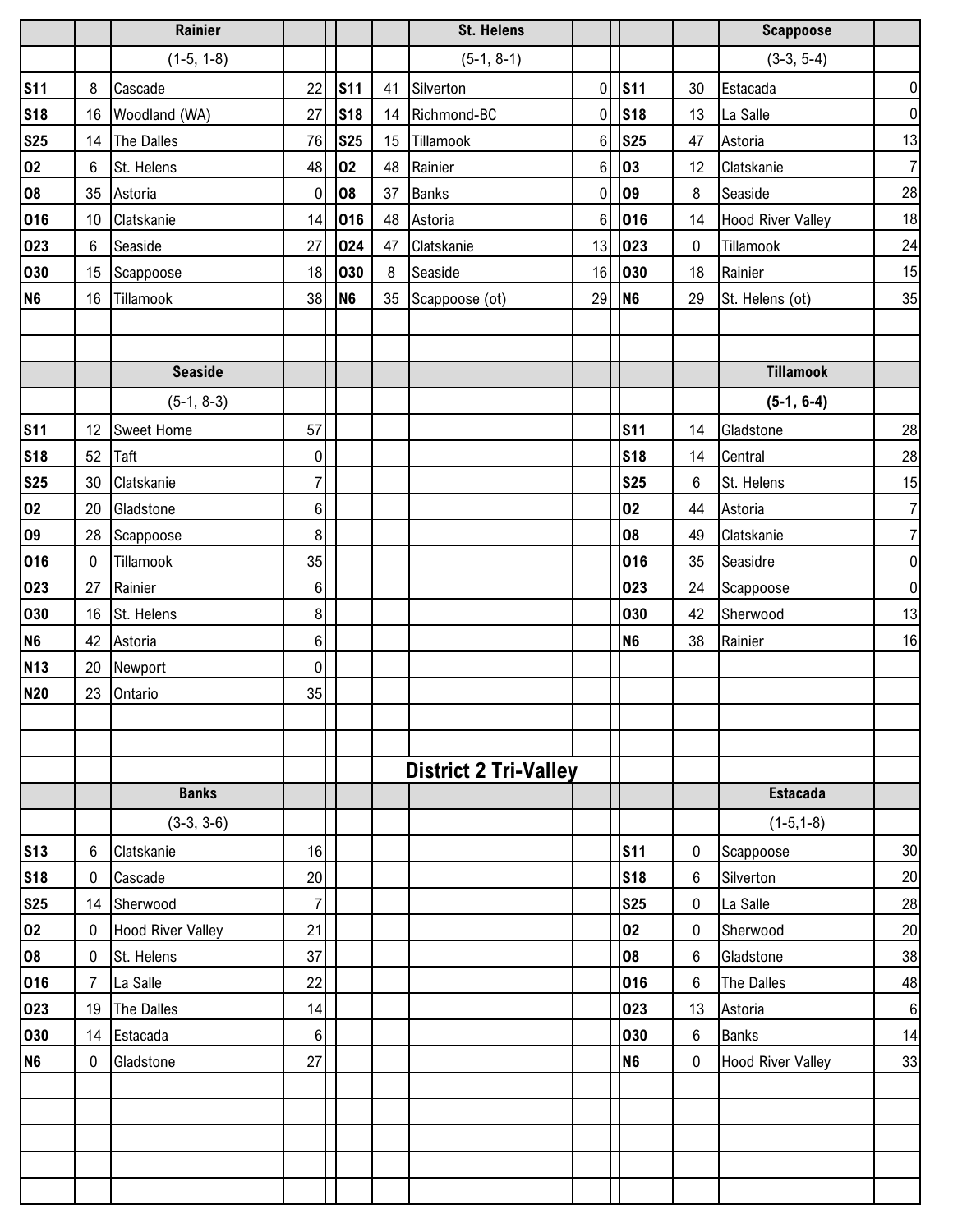| | | Rainier | |
|---|---|---|---|
| | | (1-5, 1-8) | |
| S11 | 8 | Cascade | 22 |
| S18 | 16 | Woodland (WA) | 27 |
| S25 | 14 | The Dalles | 76 |
| O2 | 6 | St. Helens | 48 |
| O8 | 35 | Astoria | 0 |
| O16 | 10 | Clatskanie | 14 |
| O23 | 6 | Seaside | 27 |
| O30 | 15 | Scappoose | 18 |
| N6 | 16 | Tillamook | 38 |

| | | St. Helens | |
|---|---|---|---|
| | | (5-1, 8-1) | |
| S11 | 41 | Silverton | 0 |
| S18 | 14 | Richmond-BC | 0 |
| S25 | 15 | Tillamook | 6 |
| O2 | 48 | Rainier | 6 |
| O8 | 37 | Banks | 0 |
| O16 | 48 | Astoria | 6 |
| O24 | 47 | Clatskanie | 13 |
| O30 | 8 | Seaside | 16 |
| N6 | 35 | Scappoose (ot) | 29 |

| | | Scappoose | |
|---|---|---|---|
| | | (3-3, 5-4) | |
| S11 | 30 | Estacada | 0 |
| S18 | 13 | La Salle | 0 |
| S25 | 47 | Astoria | 13 |
| O3 | 12 | Clatskanie | 7 |
| O9 | 8 | Seaside | 28 |
| O16 | 14 | Hood River Valley | 18 |
| O23 | 0 | Tillamook | 24 |
| O30 | 18 | Rainier | 15 |
| N6 | 29 | St. Helens (ot) | 35 |

| | | Seaside | |
|---|---|---|---|
| | | (5-1, 8-3) | |
| S11 | 12 | Sweet Home | 57 |
| S18 | 52 | Taft | 0 |
| S25 | 30 | Clatskanie | 7 |
| O2 | 20 | Gladstone | 6 |
| O9 | 28 | Scappoose | 8 |
| O16 | 0 | Tillamook | 35 |
| O23 | 27 | Rainier | 6 |
| O30 | 16 | St. Helens | 8 |
| N6 | 42 | Astoria | 6 |
| N13 | 20 | Newport | 0 |
| N20 | 23 | Ontario | 35 |

| | | Tillamook | |
|---|---|---|---|
| | | **(5-1, 6-4)** | |
| S11 | 14 | Gladstone | 28 |
| S18 | 14 | Central | 28 |
| S25 | 6 | St. Helens | 15 |
| O2 | 44 | Astoria | 7 |
| O8 | 49 | Clatskanie | 7 |
| O16 | 35 | Seasidre | 0 |
| O23 | 24 | Scappoose | 0 |
| O30 | 42 | Sherwood | 13 |
| N6 | 38 | Rainier | 16 |

## District 2 Tri-Valley

| | | Banks | |
|---|---|---|---|
| | | (3-3, 3-6) | |
| S13 | 6 | Clatskanie | 16 |
| S18 | 0 | Cascade | 20 |
| S25 | 14 | Sherwood | 7 |
| O2 | 0 | Hood River Valley | 21 |
| O8 | 0 | St. Helens | 37 |
| O16 | 7 | La Salle | 22 |
| O23 | 19 | The Dalles | 14 |
| O30 | 14 | Estacada | 6 |
| N6 | 0 | Gladstone | 27 |

| | | Estacada | |
|---|---|---|---|
| | | (1-5,1-8) | |
| S11 | 0 | Scappoose | 30 |
| S18 | 6 | Silverton | 20 |
| S25 | 0 | La Salle | 28 |
| O2 | 0 | Sherwood | 20 |
| O8 | 6 | Gladstone | 38 |
| O16 | 6 | The Dalles | 48 |
| O23 | 13 | Astoria | 6 |
| O30 | 6 | Banks | 14 |
| N6 | 0 | Hood River Valley | 33 |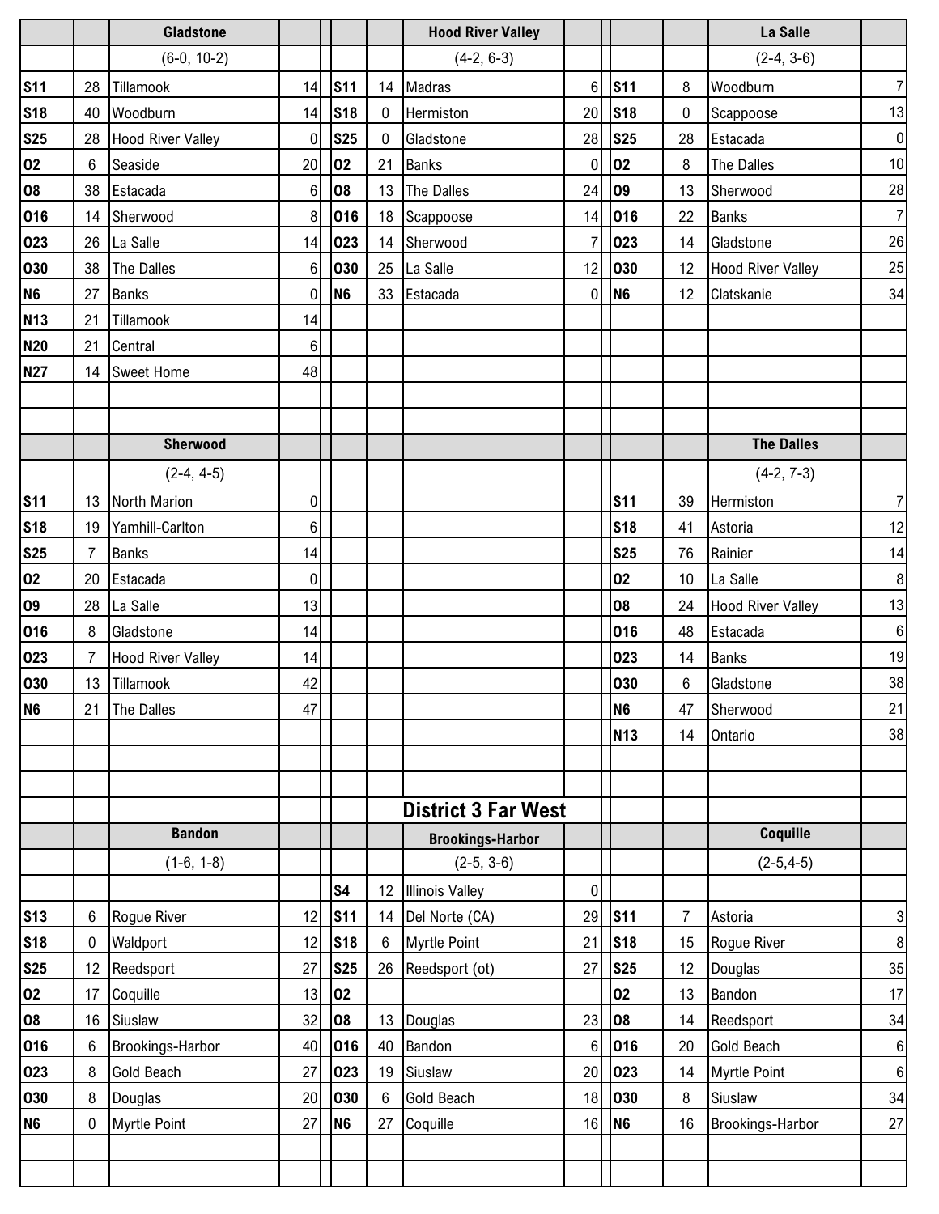### Gladstone

(6-0, 10-2)

| Date | Score | Opponent | Opp |
|---|---|---|---|
| S11 | 28 | Tillamook | 14 |
| S18 | 40 | Woodburn | 14 |
| S25 | 28 | Hood River Valley | 0 |
| O2 | 6 | Seaside | 20 |
| O8 | 38 | Estacada | 6 |
| O16 | 14 | Sherwood | 8 |
| O23 | 26 | La Salle | 14 |
| O30 | 38 | The Dalles | 6 |
| N6 | 27 | Banks | 0 |
| N13 | 21 | Tillamook | 14 |
| N20 | 21 | Central | 6 |
| N27 | 14 | Sweet Home | 48 |

### Hood River Valley

(4-2, 6-3)

| Date | Score | Opponent | Opp |
|---|---|---|---|
| S11 | 14 | Madras | 6 |
| S18 | 0 | Hermiston | 20 |
| S25 | 0 | Gladstone | 28 |
| O2 | 21 | Banks | 0 |
| O8 | 13 | The Dalles | 24 |
| O16 | 18 | Scappoose | 14 |
| O23 | 14 | Sherwood | 7 |
| O30 | 25 | La Salle | 12 |
| N6 | 33 | Estacada | 0 |

### La Salle

(2-4, 3-6)

| Date | Score | Opponent | Opp |
|---|---|---|---|
| S11 | 8 | Woodburn | 7 |
| S18 | 0 | Scappoose | 13 |
| S25 | 28 | Estacada | 0 |
| O2 | 8 | The Dalles | 10 |
| O9 | 13 | Sherwood | 28 |
| O16 | 22 | Banks | 7 |
| O23 | 14 | Gladstone | 26 |
| O30 | 12 | Hood River Valley | 25 |
| N6 | 12 | Clatskanie | 34 |

### Sherwood

(2-4, 4-5)

| Date | Score | Opponent | Opp |
|---|---|---|---|
| S11 | 13 | North Marion | 0 |
| S18 | 19 | Yamhill-Carlton | 6 |
| S25 | 7 | Banks | 14 |
| O2 | 20 | Estacada | 0 |
| O9 | 28 | La Salle | 13 |
| O16 | 8 | Gladstone | 14 |
| O23 | 7 | Hood River Valley | 14 |
| O30 | 13 | Tillamook | 42 |
| N6 | 21 | The Dalles | 47 |

### The Dalles

(4-2, 7-3)

| Date | Score | Opponent | Opp |
|---|---|---|---|
| S11 | 39 | Hermiston | 7 |
| S18 | 41 | Astoria | 12 |
| S25 | 76 | Rainier | 14 |
| O2 | 10 | La Salle | 8 |
| O8 | 24 | Hood River Valley | 13 |
| O16 | 48 | Estacada | 6 |
| O23 | 14 | Banks | 19 |
| O30 | 6 | Gladstone | 38 |
| N6 | 47 | Sherwood | 21 |
| N13 | 14 | Ontario | 38 |

## District 3 Far West

### Bandon

(1-6, 1-8)

| Date | Score | Opponent | Opp |
|---|---|---|---|
| S13 | 6 | Rogue River | 12 |
| S18 | 0 | Waldport | 12 |
| S25 | 12 | Reedsport | 27 |
| O2 | 17 | Coquille | 13 |
| O8 | 16 | Siuslaw | 32 |
| O16 | 6 | Brookings-Harbor | 40 |
| O23 | 8 | Gold Beach | 27 |
| O30 | 8 | Douglas | 20 |
| N6 | 0 | Myrtle Point | 27 |

### Brookings-Harbor

(2-5, 3-6)

| Date | Score | Opponent | Opp |
|---|---|---|---|
| S4 | 12 | Illinois Valley | 0 |
| S11 | 14 | Del Norte (CA) | 29 |
| S18 | 6 | Myrtle Point | 21 |
| S25 | 26 | Reedsport (ot) | 27 |
| O2 | | | |
| O8 | 13 | Douglas | 23 |
| O16 | 40 | Bandon | 6 |
| O23 | 19 | Siuslaw | 20 |
| O30 | 6 | Gold Beach | 18 |
| N6 | 27 | Coquille | 16 |

### Coquille

(2-5,4-5)

| Date | Score | Opponent | Opp |
|---|---|---|---|
| S11 | 7 | Astoria | 3 |
| S18 | 15 | Rogue River | 8 |
| S25 | 12 | Douglas | 35 |
| O2 | 13 | Bandon | 17 |
| O8 | 14 | Reedsport | 34 |
| O16 | 20 | Gold Beach | 6 |
| O23 | 14 | Myrtle Point | 6 |
| O30 | 8 | Siuslaw | 34 |
| N6 | 16 | Brookings-Harbor | 27 |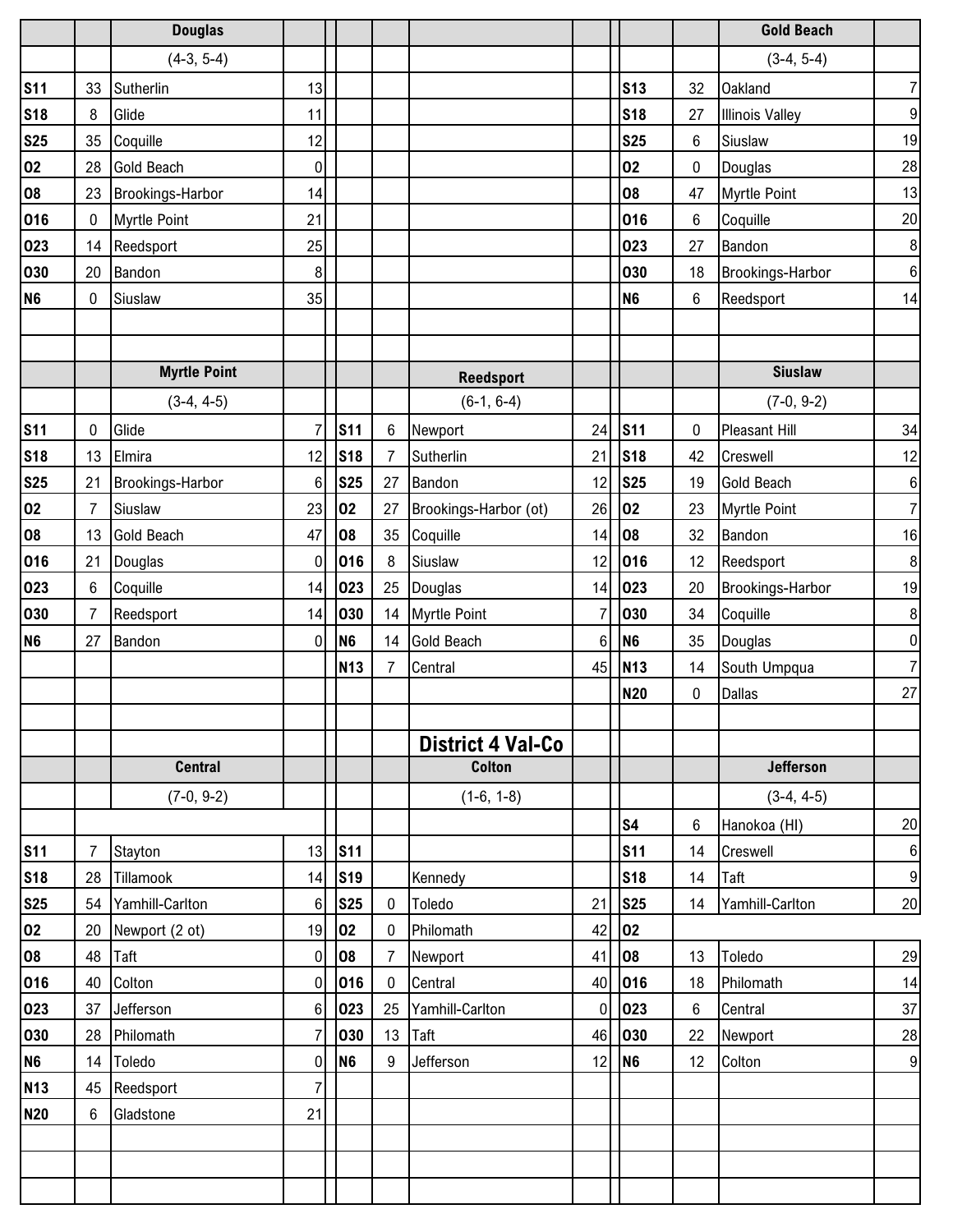### Douglas

(4-3, 5-4)

| Date | Score | Opponent | Opp. Score |
|---|---|---|---|
| S11 | 33 | Sutherlin | 13 |
| S18 | 8 | Glide | 11 |
| S25 | 35 | Coquille | 12 |
| O2 | 28 | Gold Beach | 0 |
| O8 | 23 | Brookings-Harbor | 14 |
| O16 | 0 | Myrtle Point | 21 |
| O23 | 14 | Reedsport | 25 |
| O30 | 20 | Bandon | 8 |
| N6 | 0 | Siuslaw | 35 |

### Gold Beach

(3-4, 5-4)

| Date | Score | Opponent | Opp. Score |
|---|---|---|---|
| S13 | 32 | Oakland | 7 |
| S18 | 27 | Illinois Valley | 9 |
| S25 | 6 | Siuslaw | 19 |
| O2 | 0 | Douglas | 28 |
| O8 | 47 | Myrtle Point | 13 |
| O16 | 6 | Coquille | 20 |
| O23 | 27 | Bandon | 8 |
| O30 | 18 | Brookings-Harbor | 6 |
| N6 | 6 | Reedsport | 14 |

### Myrtle Point

(3-4, 4-5)

| Date | Score | Opponent | Opp. Score |
|---|---|---|---|
| S11 | 0 | Glide | 7 |
| S18 | 13 | Elmira | 12 |
| S25 | 21 | Brookings-Harbor | 6 |
| O2 | 7 | Siuslaw | 23 |
| O8 | 13 | Gold Beach | 47 |
| O16 | 21 | Douglas | 0 |
| O23 | 6 | Coquille | 14 |
| O30 | 7 | Reedsport | 14 |
| N6 | 27 | Bandon | 0 |

### Reedsport

(6-1, 6-4)

| Date | Score | Opponent | Opp. Score |
|---|---|---|---|
| S11 | 6 | Newport | 24 |
| S18 | 7 | Sutherlin | 21 |
| S25 | 27 | Bandon | 12 |
| O2 | 27 | Brookings-Harbor (ot) | 26 |
| O8 | 35 | Coquille | 14 |
| O16 | 8 | Siuslaw | 12 |
| O23 | 25 | Douglas | 14 |
| O30 | 14 | Myrtle Point | 7 |
| N6 | 14 | Gold Beach | 6 |
| N13 | 7 | Central | 45 |

### Siuslaw

(7-0, 9-2)

| Date | Score | Opponent | Opp. Score |
|---|---|---|---|
| S11 | 0 | Pleasant Hill | 34 |
| S18 | 42 | Creswell | 12 |
| S25 | 19 | Gold Beach | 6 |
| O2 | 23 | Myrtle Point | 7 |
| O8 | 32 | Bandon | 16 |
| O16 | 12 | Reedsport | 8 |
| O23 | 20 | Brookings-Harbor | 19 |
| O30 | 34 | Coquille | 8 |
| N6 | 35 | Douglas | 0 |
| N13 | 14 | South Umpqua | 7 |
| N20 | 0 | Dallas | 27 |

## District 4 Val-Co

### Central

(7-0, 9-2)

| Date | Score | Opponent | Opp. Score |
|---|---|---|---|
| S11 | 7 | Stayton | 13 |
| S18 | 28 | Tillamook | 14 |
| S25 | 54 | Yamhill-Carlton | 6 |
| O2 | 20 | Newport (2 ot) | 19 |
| O8 | 48 | Taft | 0 |
| O16 | 40 | Colton | 0 |
| O23 | 37 | Jefferson | 6 |
| O30 | 28 | Philomath | 7 |
| N6 | 14 | Toledo | 0 |
| N13 | 45 | Reedsport | 7 |
| N20 | 6 | Gladstone | 21 |

### Colton

(1-6, 1-8)

| Date | Score | Opponent | Opp. Score |
|---|---|---|---|
| S11 | | | |
| S19 | | Kennedy | |
| S25 | 0 | Toledo | 21 |
| O2 | 0 | Philomath | 42 |
| O8 | 7 | Newport | 41 |
| O16 | 0 | Central | 40 |
| O23 | 25 | Yamhill-Carlton | 0 |
| O30 | 13 | Taft | 46 |
| N6 | 9 | Jefferson | 12 |

### Jefferson

(3-4, 4-5)

| Date | Score | Opponent | Opp. Score |
|---|---|---|---|
| S4 | 6 | Hanokoa (HI) | 20 |
| S11 | 14 | Creswell | 6 |
| S18 | 14 | Taft | 9 |
| S25 | 14 | Yamhill-Carlton | 20 |
| O2 | | | |
| O8 | 13 | Toledo | 29 |
| O16 | 18 | Philomath | 14 |
| O23 | 6 | Central | 37 |
| O30 | 22 | Newport | 28 |
| N6 | 12 | Colton | 9 |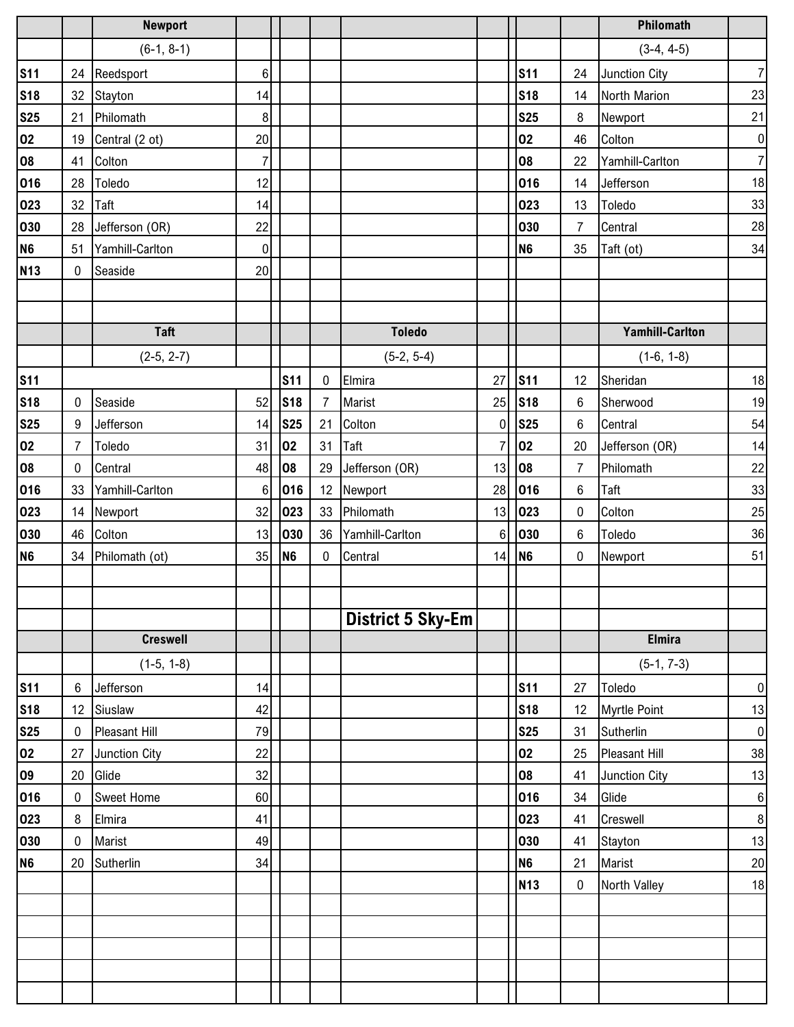## District 5 Sky-Em

| | | Newport | |
|---|---|---|---|
| | | (6-1, 8-1) | |
| S11 | 24 | Reedsport | 6 |
| S18 | 32 | Stayton | 14 |
| S25 | 21 | Philomath | 8 |
| O2 | 19 | Central (2 ot) | 20 |
| O8 | 41 | Colton | 7 |
| O16 | 28 | Toledo | 12 |
| O23 | 32 | Taft | 14 |
| O30 | 28 | Jefferson (OR) | 22 |
| N6 | 51 | Yamhill-Carlton | 0 |
| N13 | 0 | Seaside | 20 |

| | | Philomath | |
|---|---|---|---|
| | | (3-4, 4-5) | |
| S11 | 24 | Junction City | 7 |
| S18 | 14 | North Marion | 23 |
| S25 | 8 | Newport | 21 |
| O2 | 46 | Colton | 0 |
| O8 | 22 | Yamhill-Carlton | 7 |
| O16 | 14 | Jefferson | 18 |
| O23 | 13 | Toledo | 33 |
| O30 | 7 | Central | 28 |
| N6 | 35 | Taft (ot) | 34 |

| | | Taft | |
|---|---|---|---|
| | | (2-5, 2-7) | |
| S11 | | | |
| S18 | 0 | Seaside | 52 |
| S25 | 9 | Jefferson | 14 |
| O2 | 7 | Toledo | 31 |
| O8 | 0 | Central | 48 |
| O16 | 33 | Yamhill-Carlton | 6 |
| O23 | 14 | Newport | 32 |
| O30 | 46 | Colton | 13 |
| N6 | 34 | Philomath (ot) | 35 |

| | | Toledo | |
|---|---|---|---|
| | | (5-2, 5-4) | |
| S11 | 0 | Elmira | 27 |
| S18 | 7 | Marist | 25 |
| S25 | 21 | Colton | 0 |
| O2 | 31 | Taft | 7 |
| O8 | 29 | Jefferson (OR) | 13 |
| O16 | 12 | Newport | 28 |
| O23 | 33 | Philomath | 13 |
| O30 | 36 | Yamhill-Carlton | 6 |
| N6 | 0 | Central | 14 |

| | | Yamhill-Carlton | |
|---|---|---|---|
| | | (1-6, 1-8) | |
| S11 | 12 | Sheridan | 18 |
| S18 | 6 | Sherwood | 19 |
| S25 | 6 | Central | 54 |
| O2 | 20 | Jefferson (OR) | 14 |
| O8 | 7 | Philomath | 22 |
| O16 | 6 | Taft | 33 |
| O23 | 0 | Colton | 25 |
| O30 | 6 | Toledo | 36 |
| N6 | 0 | Newport | 51 |

| | | Creswell | |
|---|---|---|---|
| | | (1-5, 1-8) | |
| S11 | 6 | Jefferson | 14 |
| S18 | 12 | Siuslaw | 42 |
| S25 | 0 | Pleasant Hill | 79 |
| O2 | 27 | Junction City | 22 |
| O9 | 20 | Glide | 32 |
| O16 | 0 | Sweet Home | 60 |
| O23 | 8 | Elmira | 41 |
| O30 | 0 | Marist | 49 |
| N6 | 20 | Sutherlin | 34 |

| | | Elmira | |
|---|---|---|---|
| | | (5-1, 7-3) | |
| S11 | 27 | Toledo | 0 |
| S18 | 12 | Myrtle Point | 13 |
| S25 | 31 | Sutherlin | 0 |
| O2 | 25 | Pleasant Hill | 38 |
| O8 | 41 | Junction City | 13 |
| O16 | 34 | Glide | 6 |
| O23 | 41 | Creswell | 8 |
| O30 | 41 | Stayton | 13 |
| N6 | 21 | Marist | 20 |
| N13 | 0 | North Valley | 18 |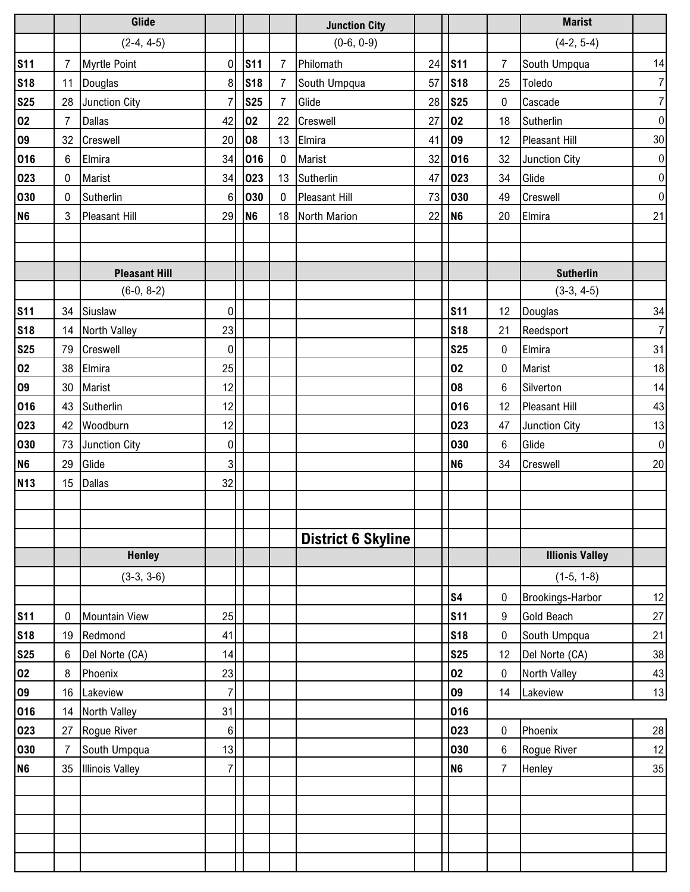## District 6 Skyline

### Glide

(2-4, 4-5)

| Date | Score | Opponent | Opp. Score |
|---|---|---|---|
| S11 | 7 | Myrtle Point | 0 |
| S18 | 11 | Douglas | 8 |
| S25 | 28 | Junction City | 7 |
| O2 | 7 | Dallas | 42 |
| O9 | 32 | Creswell | 20 |
| O16 | 6 | Elmira | 34 |
| O23 | 0 | Marist | 34 |
| O30 | 0 | Sutherlin | 6 |
| N6 | 3 | Pleasant Hill | 29 |

### Junction City

(0-6, 0-9)

| Date | Score | Opponent | Opp. Score |
|---|---|---|---|
| S11 | 7 | Philomath | 24 |
| S18 | 7 | South Umpqua | 57 |
| S25 | 7 | Glide | 28 |
| O2 | 22 | Creswell | 27 |
| O8 | 13 | Elmira | 41 |
| O16 | 0 | Marist | 32 |
| O23 | 13 | Sutherlin | 47 |
| O30 | 0 | Pleasant Hill | 73 |
| N6 | 18 | North Marion | 22 |

### Marist

(4-2, 5-4)

| Date | Score | Opponent | Opp. Score |
|---|---|---|---|
| S11 | 7 | South Umpqua | 14 |
| S18 | 25 | Toledo | 7 |
| S25 | 0 | Cascade | 7 |
| O2 | 18 | Sutherlin | 0 |
| O9 | 12 | Pleasant Hill | 30 |
| O16 | 32 | Junction City | 0 |
| O23 | 34 | Glide | 0 |
| O30 | 49 | Creswell | 0 |
| N6 | 20 | Elmira | 21 |

### Pleasant Hill

(6-0, 8-2)

| Date | Score | Opponent | Opp. Score |
|---|---|---|---|
| S11 | 34 | Siuslaw | 0 |
| S18 | 14 | North Valley | 23 |
| S25 | 79 | Creswell | 0 |
| O2 | 38 | Elmira | 25 |
| O9 | 30 | Marist | 12 |
| O16 | 43 | Sutherlin | 12 |
| O23 | 42 | Woodburn | 12 |
| O30 | 73 | Junction City | 0 |
| N6 | 29 | Glide | 3 |
| N13 | 15 | Dallas | 32 |

### Sutherlin

(3-3, 4-5)

| Date | Score | Opponent | Opp. Score |
|---|---|---|---|
| S11 | 12 | Douglas | 34 |
| S18 | 21 | Reedsport | 7 |
| S25 | 0 | Elmira | 31 |
| O2 | 0 | Marist | 18 |
| O8 | 6 | Silverton | 14 |
| O16 | 12 | Pleasant Hill | 43 |
| O23 | 47 | Junction City | 13 |
| O30 | 6 | Glide | 0 |
| N6 | 34 | Creswell | 20 |

### Henley

(3-3, 3-6)

| Date | Score | Opponent | Opp. Score |
|---|---|---|---|
| S11 | 0 | Mountain View | 25 |
| S18 | 19 | Redmond | 41 |
| S25 | 6 | Del Norte (CA) | 14 |
| O2 | 8 | Phoenix | 23 |
| O9 | 16 | Lakeview | 7 |
| O16 | 14 | North Valley | 31 |
| O23 | 27 | Rogue River | 6 |
| O30 | 7 | South Umpqua | 13 |
| N6 | 35 | Illinois Valley | 7 |

### Illionis Valley

(1-5, 1-8)

| Date | Score | Opponent | Opp. Score |
|---|---|---|---|
| S4 | 0 | Brookings-Harbor | 12 |
| S11 | 9 | Gold Beach | 27 |
| S18 | 0 | South Umpqua | 21 |
| S25 | 12 | Del Norte (CA) | 38 |
| O2 | 0 | North Valley | 43 |
| O9 | 14 | Lakeview | 13 |
| O16 | | | |
| O23 | 0 | Phoenix | 28 |
| O30 | 6 | Rogue River | 12 |
| N6 | 7 | Henley | 35 |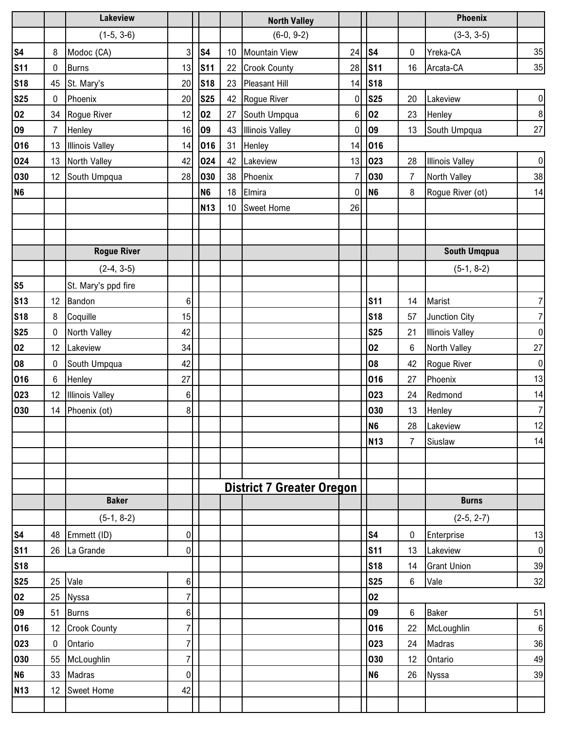## District 7 Greater Oregon

### Lakeview

(1-5, 3-6)

| Date | Score | Opponent | Opp |
|---|---|---|---|
| S4 | 8 | Modoc (CA) | 3 |
| S11 | 0 | Burns | 13 |
| S18 | 45 | St. Mary's | 20 |
| S25 | 0 | Phoenix | 20 |
| O2 | 34 | Rogue River | 12 |
| O9 | 7 | Henley | 16 |
| O16 | 13 | Illinois Valley | 14 |
| O24 | 13 | North Valley | 42 |
| O30 | 12 | South Umpqua | 28 |
| N6 | | | |

### North Valley

(6-0, 9-2)

| Date | Score | Opponent | Opp |
|---|---|---|---|
| S4 | 10 | Mountain View | 24 |
| S11 | 22 | Crook County | 28 |
| S18 | 23 | Pleasant Hill | 14 |
| S25 | 42 | Rogue River | 0 |
| O2 | 27 | South Umpqua | 6 |
| O9 | 43 | Illinois Valley | 0 |
| O16 | 31 | Henley | 14 |
| O24 | 42 | Lakeview | 13 |
| O30 | 38 | Phoenix | 7 |
| N6 | 18 | Elmira | 0 |
| N13 | 10 | Sweet Home | 26 |

### Phoenix

(3-3, 3-5)

| Date | Score | Opponent | Opp |
|---|---|---|---|
| S4 | 0 | Yreka-CA | 35 |
| S11 | 16 | Arcata-CA | 35 |
| S18 | | | |
| S25 | 20 | Lakeview | 0 |
| O2 | 23 | Henley | 8 |
| O9 | 13 | South Umpqua | 27 |
| O16 | | | |
| O23 | 28 | Illinois Valley | 0 |
| O30 | 7 | North Valley | 38 |
| N6 | 8 | Rogue River (ot) | 14 |

### Rogue River

(2-4, 3-5)

| Date | Score | Opponent | Opp |
|---|---|---|---|
| S5 | | St. Mary's ppd fire | |
| S13 | 12 | Bandon | 6 |
| S18 | 8 | Coquille | 15 |
| S25 | 0 | North Valley | 42 |
| O2 | 12 | Lakeview | 34 |
| O8 | 0 | South Umpqua | 42 |
| O16 | 6 | Henley | 27 |
| O23 | 12 | Illinois Valley | 6 |
| O30 | 14 | Phoenix (ot) | 8 |

### South Umqpua

(5-1, 8-2)

| Date | Score | Opponent | Opp |
|---|---|---|---|
| S11 | 14 | Marist | 7 |
| S18 | 57 | Junction City | 7 |
| S25 | 21 | Illinois Valley | 0 |
| O2 | 6 | North Valley | 27 |
| O8 | 42 | Rogue River | 0 |
| O16 | 27 | Phoenix | 13 |
| O23 | 24 | Redmond | 14 |
| O30 | 13 | Henley | 7 |
| N6 | 28 | Lakeview | 12 |
| N13 | 7 | Siuslaw | 14 |

### Baker

(5-1, 8-2)

| Date | Score | Opponent | Opp |
|---|---|---|---|
| S4 | 48 | Emmett (ID) | 0 |
| S11 | 26 | La Grande | 0 |
| S18 | | | |
| S25 | 25 | Vale | 6 |
| O2 | 25 | Nyssa | 7 |
| O9 | 51 | Burns | 6 |
| O16 | 12 | Crook County | 7 |
| O23 | 0 | Ontario | 7 |
| O30 | 55 | McLoughlin | 7 |
| N6 | 33 | Madras | 0 |
| N13 | 12 | Sweet Home | 42 |

### Burns

(2-5, 2-7)

| Date | Score | Opponent | Opp |
|---|---|---|---|
| S4 | 0 | Enterprise | 13 |
| S11 | 13 | Lakeview | 0 |
| S18 | 14 | Grant Union | 39 |
| S25 | 6 | Vale | 32 |
| O2 | | | |
| O9 | 6 | Baker | 51 |
| O16 | 22 | McLoughlin | 6 |
| O23 | 24 | Madras | 36 |
| O30 | 12 | Ontario | 49 |
| N6 | 26 | Nyssa | 39 |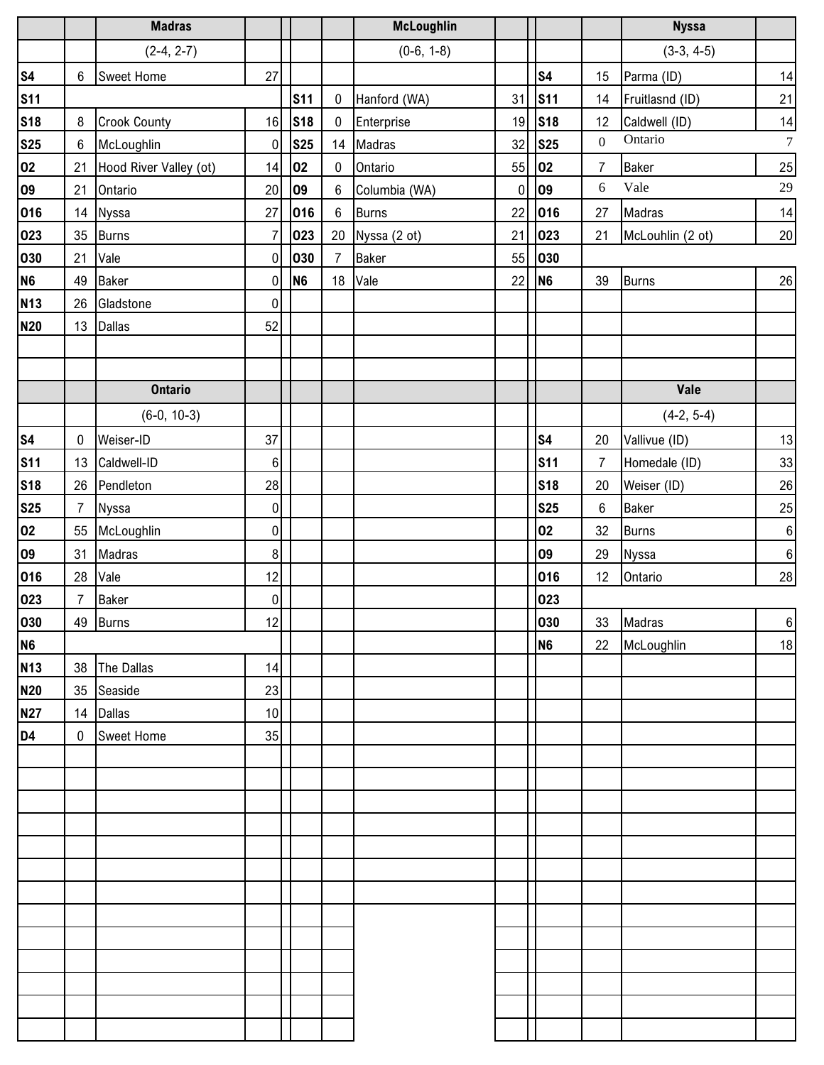| | | Madras | |
|---|---|---|---|
| | | (2-4, 2-7) | |
| S4 | 6 | Sweet Home | 27 |
| S11 | | | |
| S18 | 8 | Crook County | 16 |
| S25 | 6 | McLoughlin | 0 |
| O2 | 21 | Hood River Valley (ot) | 14 |
| O9 | 21 | Ontario | 20 |
| O16 | 14 | Nyssa | 27 |
| O23 | 35 | Burns | 7 |
| O30 | 21 | Vale | 0 |
| N6 | 49 | Baker | 0 |
| N13 | 26 | Gladstone | 0 |
| N20 | 13 | Dallas | 52 |

| | | McLoughlin | |
|---|---|---|---|
| | | (0-6, 1-8) | |
| S11 | 0 | Hanford (WA) | 31 |
| S18 | 0 | Enterprise | 19 |
| S25 | 14 | Madras | 32 |
| O2 | 0 | Ontario | 55 |
| O9 | 6 | Columbia (WA) | 0 |
| O16 | 6 | Burns | 22 |
| O23 | 20 | Nyssa (2 ot) | 21 |
| O30 | 7 | Baker | 55 |
| N6 | 18 | Vale | 22 |

| | | Nyssa | |
|---|---|---|---|
| | | (3-3, 4-5) | |
| S4 | 15 | Parma (ID) | 14 |
| S11 | 14 | Fruitlasnd (ID) | 21 |
| S18 | 12 | Caldwell (ID) | 14 |
| S25 | 0 | Ontario | 7 |
| O2 | 7 | Baker | 25 |
| O9 | 6 | Vale | 29 |
| O16 | 27 | Madras | 14 |
| O23 | 21 | McLouhlin (2 ot) | 20 |
| O30 | | | |
| N6 | 39 | Burns | 26 |

| | | Ontario | |
|---|---|---|---|
| | | (6-0, 10-3) | |
| S4 | 0 | Weiser-ID | 37 |
| S11 | 13 | Caldwell-ID | 6 |
| S18 | 26 | Pendleton | 28 |
| S25 | 7 | Nyssa | 0 |
| O2 | 55 | McLoughlin | 0 |
| O9 | 31 | Madras | 8 |
| O16 | 28 | Vale | 12 |
| O23 | 7 | Baker | 0 |
| O30 | 49 | Burns | 12 |
| N6 | | | |
| N13 | 38 | The Dallas | 14 |
| N20 | 35 | Seaside | 23 |
| N27 | 14 | Dallas | 10 |
| D4 | 0 | Sweet Home | 35 |

| | | Vale | |
|---|---|---|---|
| | | (4-2, 5-4) | |
| S4 | 20 | Vallivue (ID) | 13 |
| S11 | 7 | Homedale (ID) | 33 |
| S18 | 20 | Weiser (ID) | 26 |
| S25 | 6 | Baker | 25 |
| O2 | 32 | Burns | 6 |
| O9 | 29 | Nyssa | 6 |
| O16 | 12 | Ontario | 28 |
| O23 | | | |
| O30 | 33 | Madras | 6 |
| N6 | 22 | McLoughlin | 18 |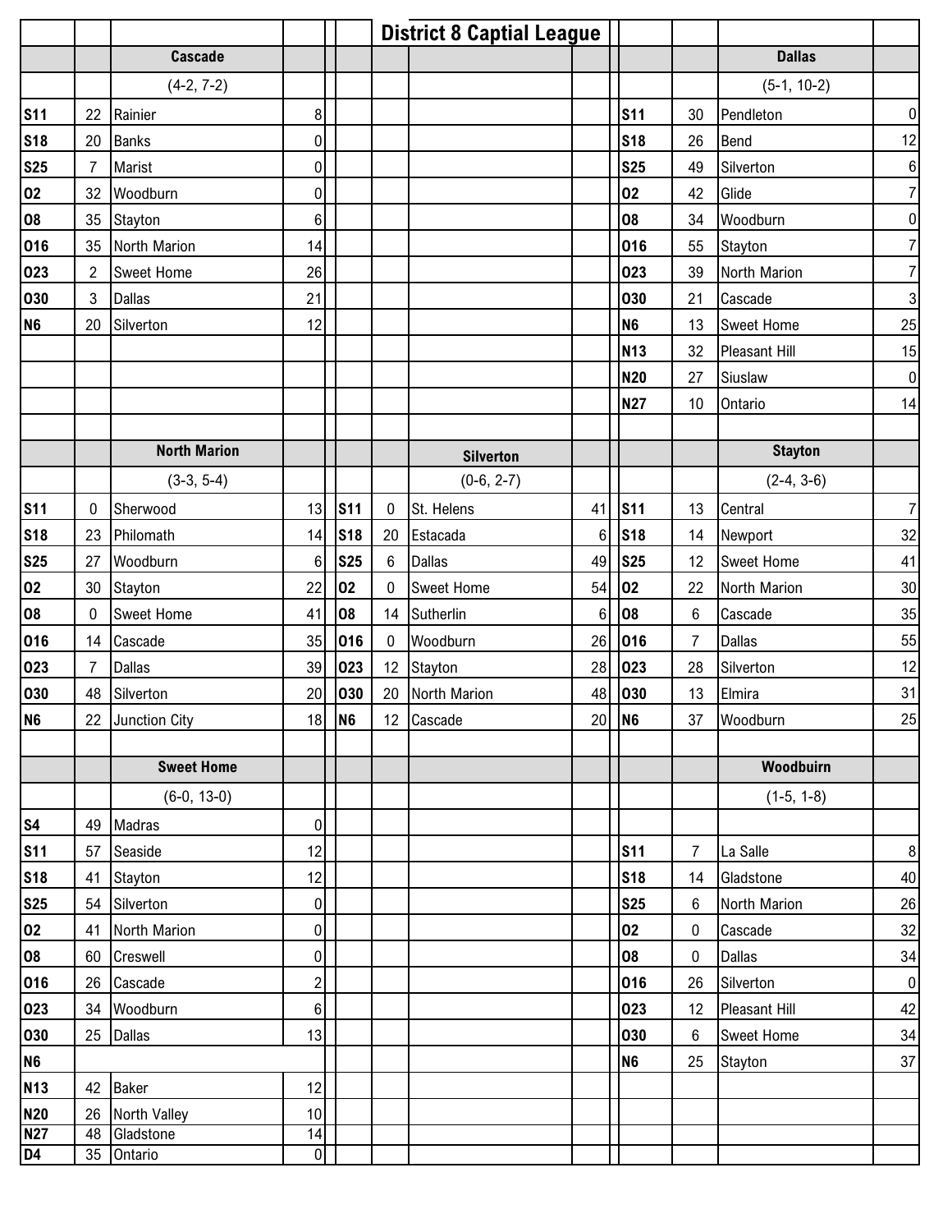# District 8 Captial League

| | | | | | | | | | | | |
|---|---|---|---|---|---|---|---|---|---|---|---|
| | | **Cascade** | | | | | | | | **Dallas** | |
| | | (4-2, 7-2) | | | | | | | | (5-1, 10-2) | |
| **S11** | 22 | Rainier | 8 | | | | | **S11** | 30 | Pendleton | 0 |
| **S18** | 20 | Banks | 0 | | | | | **S18** | 26 | Bend | 12 |
| **S25** | 7 | Marist | 0 | | | | | **S25** | 49 | Silverton | 6 |
| **O2** | 32 | Woodburn | 0 | | | | | **O2** | 42 | Glide | 7 |
| **O8** | 35 | Stayton | 6 | | | | | **O8** | 34 | Woodburn | 0 |
| **O16** | 35 | North Marion | 14 | | | | | **O16** | 55 | Stayton | 7 |
| **O23** | 2 | Sweet Home | 26 | | | | | **O23** | 39 | North Marion | 7 |
| **O30** | 3 | Dallas | 21 | | | | | **O30** | 21 | Cascade | 3 |
| **N6** | 20 | Silverton | 12 | | | | | **N6** | 13 | Sweet Home | 25 |
| | | | | | | | | **N13** | 32 | Pleasant Hill | 15 |
| | | | | | | | | **N20** | 27 | Siuslaw | 0 |
| | | | | | | | | **N27** | 10 | Ontario | 14 |
| | | | | | | | | | | | |
| | | **North Marion** | | | | **Silverton** | | | | **Stayton** | |
| | | (3-3, 5-4) | | | | (0-6, 2-7) | | | | (2-4, 3-6) | |
| **S11** | 0 | Sherwood | 13 | **S11** | 0 | St. Helens | 41 | **S11** | 13 | Central | 7 |
| **S18** | 23 | Philomath | 14 | **S18** | 20 | Estacada | 6 | **S18** | 14 | Newport | 32 |
| **S25** | 27 | Woodburn | 6 | **S25** | 6 | Dallas | 49 | **S25** | 12 | Sweet Home | 41 |
| **O2** | 30 | Stayton | 22 | **O2** | 0 | Sweet Home | 54 | **O2** | 22 | North Marion | 30 |
| **O8** | 0 | Sweet Home | 41 | **O8** | 14 | Sutherlin | 6 | **O8** | 6 | Cascade | 35 |
| **O16** | 14 | Cascade | 35 | **O16** | 0 | Woodburn | 26 | **O16** | 7 | Dallas | 55 |
| **O23** | 7 | Dallas | 39 | **O23** | 12 | Stayton | 28 | **O23** | 28 | Silverton | 12 |
| **O30** | 48 | Silverton | 20 | **O30** | 20 | North Marion | 48 | **O30** | 13 | Elmira | 31 |
| **N6** | 22 | Junction City | 18 | **N6** | 12 | Cascade | 20 | **N6** | 37 | Woodburn | 25 |
| | | | | | | | | | | | |
| | | **Sweet Home** | | | | | | | | **Woodbuirn** | |
| | | (6-0, 13-0) | | | | | | | | (1-5, 1-8) | |
| **S4** | 49 | Madras | 0 | | | | | | | | |
| **S11** | 57 | Seaside | 12 | | | | | **S11** | 7 | La Salle | 8 |
| **S18** | 41 | Stayton | 12 | | | | | **S18** | 14 | Gladstone | 40 |
| **S25** | 54 | Silverton | 0 | | | | | **S25** | 6 | North Marion | 26 |
| **O2** | 41 | North Marion | 0 | | | | | **O2** | 0 | Cascade | 32 |
| **O8** | 60 | Creswell | 0 | | | | | **O8** | 0 | Dallas | 34 |
| **O16** | 26 | Cascade | 2 | | | | | **O16** | 26 | Silverton | 0 |
| **O23** | 34 | Woodburn | 6 | | | | | **O23** | 12 | Pleasant Hill | 42 |
| **O30** | 25 | Dallas | 13 | | | | | **O30** | 6 | Sweet Home | 34 |
| **N6** | | | | | | | | **N6** | 25 | Stayton | 37 |
| **N13** | 42 | Baker | 12 | | | | | | | | |
| **N20** | 26 | North Valley | 10 | | | | | | | | |
| **N27** | 48 | Gladstone | 14 | | | | | | | | |
| **D4** | 35 | Ontario | 0 | | | | | | | | |